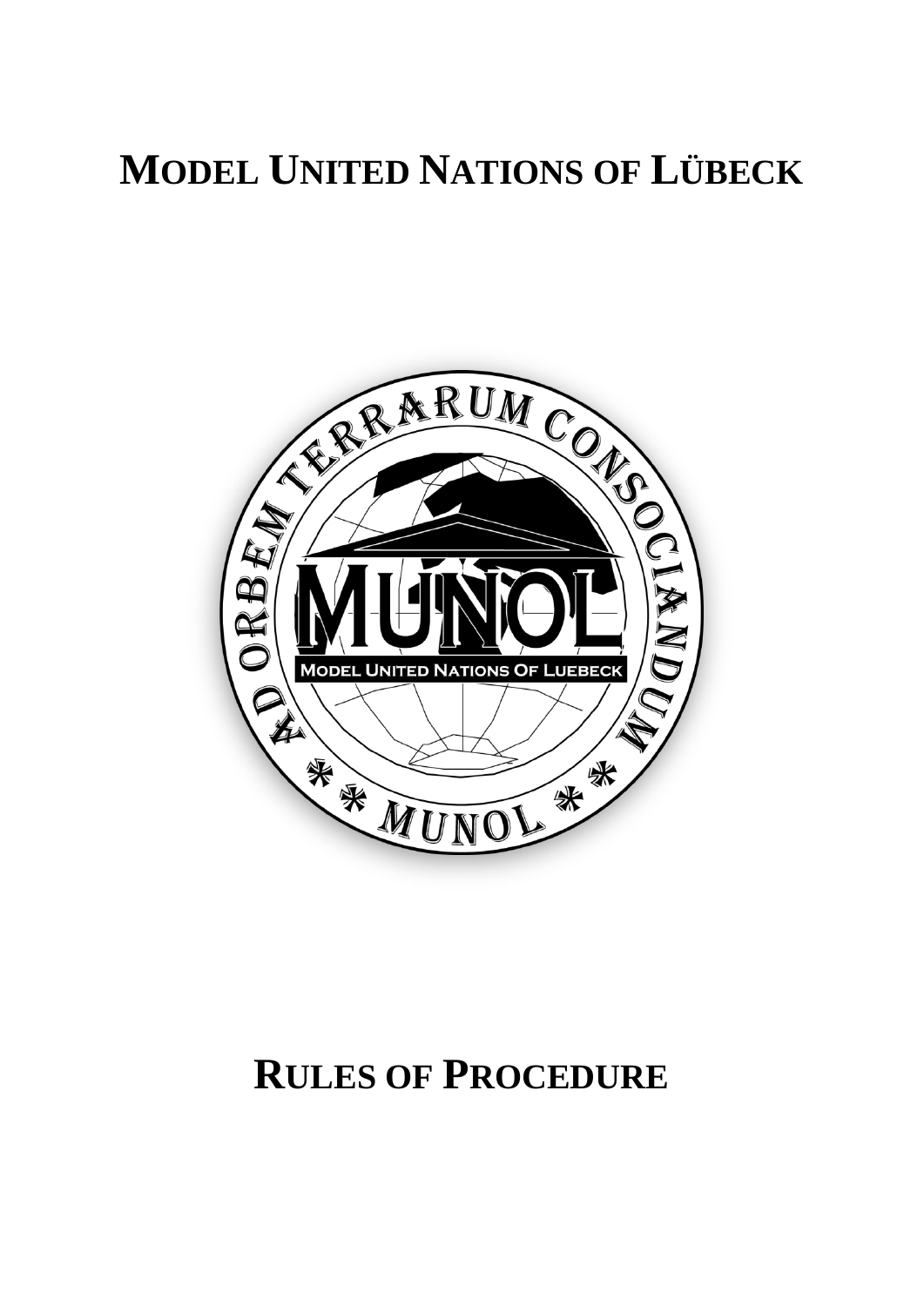# MODEL UNITED NATIONS OF LÜBECK

# RULES OF PROCEDURE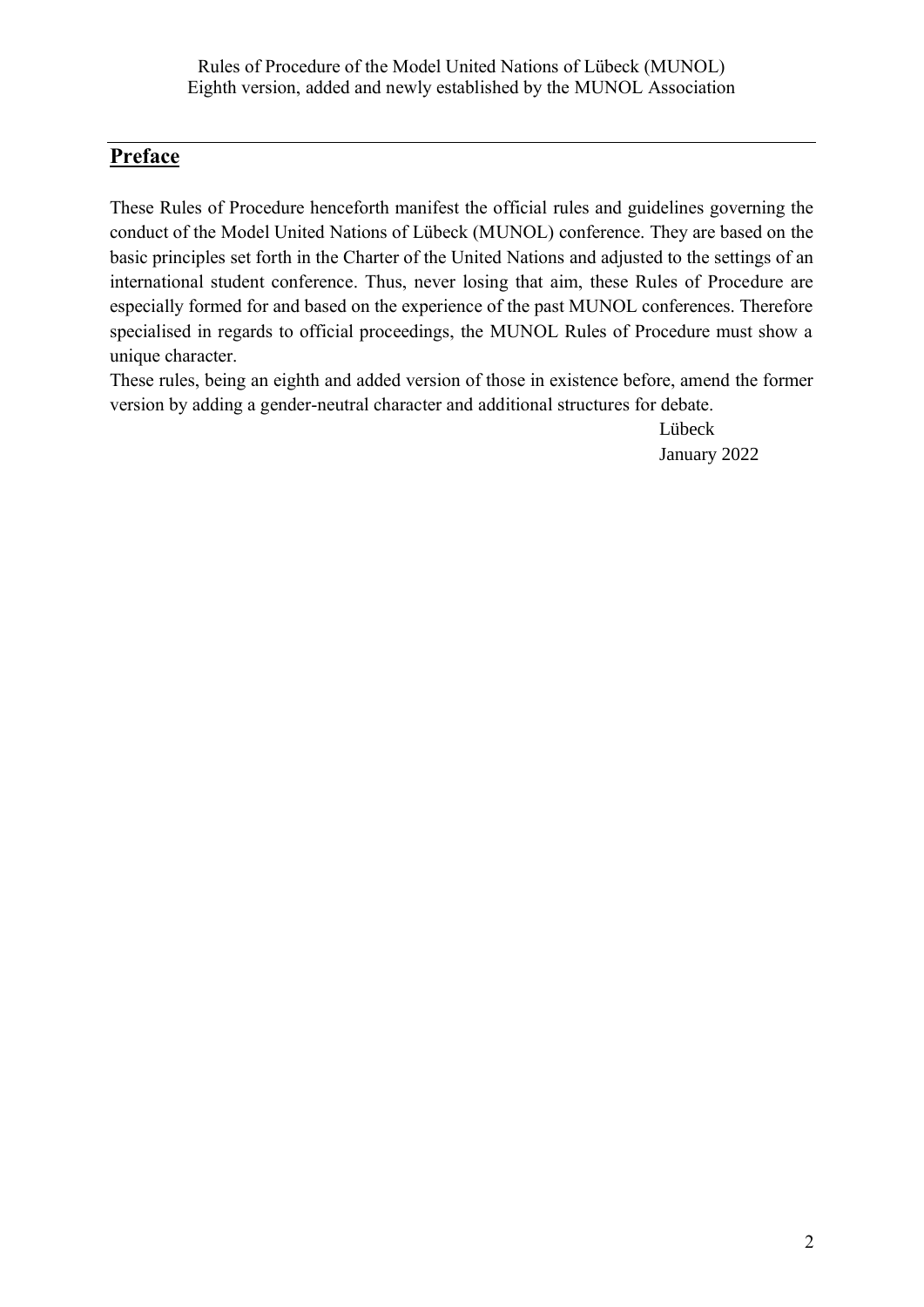## Preface

These Rules of Procedure henceforth manifest the official rules and guidelines governing the conduct of the Model United Nations of Lübeck (MUNOL) conference. They are based on the basic principles set forth in the Charter of the United Nations and adjusted to the settings of an international student conference. Thus, never losing that aim, these Rules of Procedure are especially formed for and based on the experience of the past MUNOL conferences. Therefore specialised in regards to official proceedings, the MUNOL Rules of Procedure must show a unique character.

These rules, being an eighth and added version of those in existence before, amend the former version by adding a gender-neutral character and additional structures for debate.

Lübeck

January 2022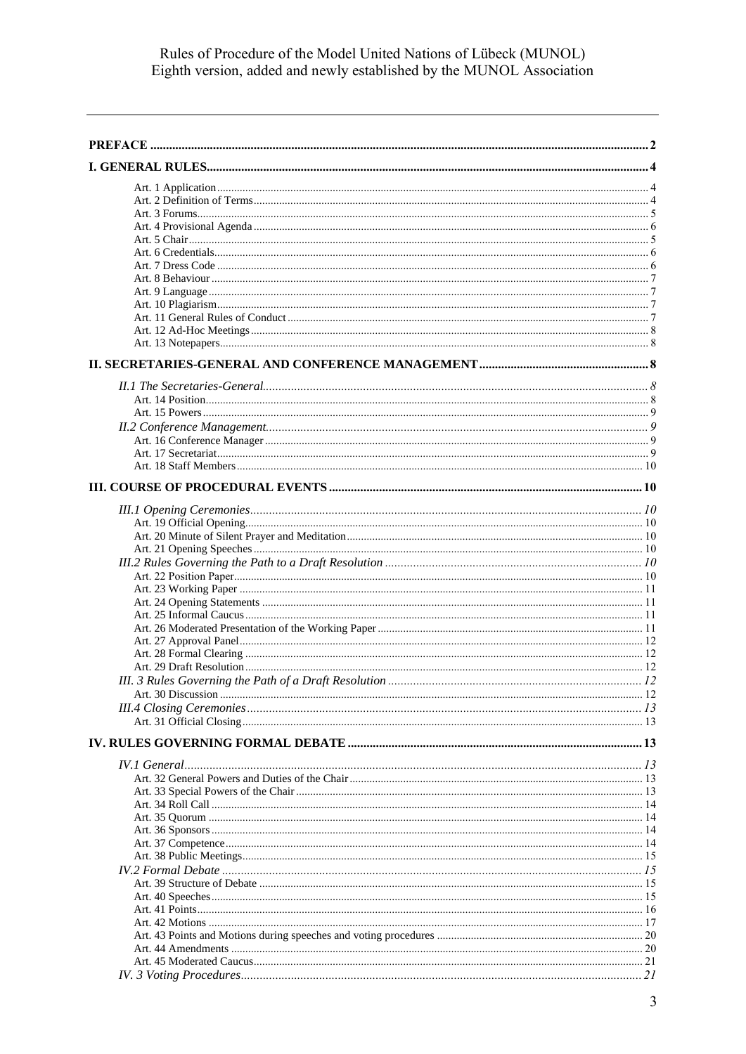# Rules of Procedure of the Model United Nations of Lübeck (MUNOL)
Eighth version, added and newly established by the MUNOL Association

**PREFACE** ..... **2**

**I. GENERAL RULES** ..... **4**

- Art. 1 Application ..... 4
- Art. 2 Definition of Terms ..... 4
- Art. 3 Forums ..... 5
- Art. 4 Provisional Agenda ..... 6
- Art. 5 Chair ..... 5
- Art. 6 Credentials ..... 6
- Art. 7 Dress Code ..... 6
- Art. 8 Behaviour ..... 7
- Art. 9 Language ..... 7
- Art. 10 Plagiarism ..... 7
- Art. 11 General Rules of Conduct ..... 7
- Art. 12 Ad-Hoc Meetings ..... 8
- Art. 13 Notepapers ..... 8

**II. SECRETARIES-GENERAL AND CONFERENCE MANAGEMENT** ..... **8**

*II.1 The Secretaries-General* ..... *8*

- Art. 14 Position ..... 8
- Art. 15 Powers ..... 9

*II.2 Conference Management* ..... *9*

- Art. 16 Conference Manager ..... 9
- Art. 17 Secretariat ..... 9
- Art. 18 Staff Members ..... 10

**III. COURSE OF PROCEDURAL EVENTS** ..... **10**

*III.1 Opening Ceremonies* ..... *10*

- Art. 19 Official Opening ..... 10
- Art. 20 Minute of Silent Prayer and Meditation ..... 10
- Art. 21 Opening Speeches ..... 10

*III.2 Rules Governing the Path to a Draft Resolution* ..... *10*

- Art. 22 Position Paper ..... 10
- Art. 23 Working Paper ..... 11
- Art. 24 Opening Statements ..... 11
- Art. 25 Informal Caucus ..... 11
- Art. 26 Moderated Presentation of the Working Paper ..... 11
- Art. 27 Approval Panel ..... 12
- Art. 28 Formal Clearing ..... 12
- Art. 29 Draft Resolution ..... 12

*III. 3 Rules Governing the Path of a Draft Resolution* ..... *12*

- Art. 30 Discussion ..... 12

*III.4 Closing Ceremonies* ..... *13*

- Art. 31 Official Closing ..... 13

**IV. RULES GOVERNING FORMAL DEBATE** ..... **13**

*IV.1 General* ..... *13*

- Art. 32 General Powers and Duties of the Chair ..... 13
- Art. 33 Special Powers of the Chair ..... 13
- Art. 34 Roll Call ..... 14
- Art. 35 Quorum ..... 14
- Art. 36 Sponsors ..... 14
- Art. 37 Competence ..... 14
- Art. 38 Public Meetings ..... 15

*IV.2 Formal Debate* ..... *15*

- Art. 39 Structure of Debate ..... 15
- Art. 40 Speeches ..... 15
- Art. 41 Points ..... 16
- Art. 42 Motions ..... 17
- Art. 43 Points and Motions during speeches and voting procedures ..... 20
- Art. 44 Amendments ..... 20
- Art. 45 Moderated Caucus ..... 21

*IV. 3 Voting Procedures* ..... *21*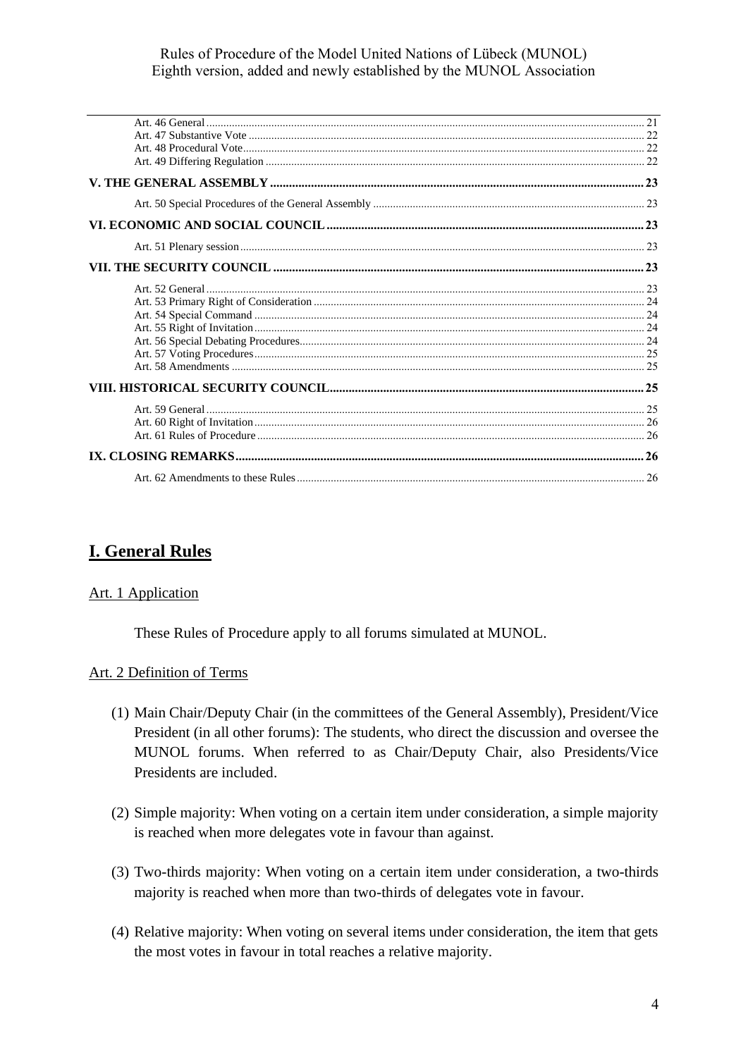Art. 46 General ..... 21
Art. 47 Substantive Vote ..... 22
Art. 48 Procedural Vote ..... 22
Art. 49 Differing Regulation ..... 22

**V. THE GENERAL ASSEMBLY ..... 23**

Art. 50 Special Procedures of the General Assembly ..... 23

**VI. ECONOMIC AND SOCIAL COUNCIL ..... 23**

Art. 51 Plenary session ..... 23

**VII. THE SECURITY COUNCIL ..... 23**

Art. 52 General ..... 23
Art. 53 Primary Right of Consideration ..... 24
Art. 54 Special Command ..... 24
Art. 55 Right of Invitation ..... 24
Art. 56 Special Debating Procedures ..... 24
Art. 57 Voting Procedures ..... 25
Art. 58 Amendments ..... 25

**VIII. HISTORICAL SECURITY COUNCIL ..... 25**

Art. 59 General ..... 25
Art. 60 Right of Invitation ..... 26
Art. 61 Rules of Procedure ..... 26

**IX. CLOSING REMARKS ..... 26**

Art. 62 Amendments to these Rules ..... 26

# I. General Rules

## Art. 1 Application

These Rules of Procedure apply to all forums simulated at MUNOL.

## Art. 2 Definition of Terms

(1) Main Chair/Deputy Chair (in the committees of the General Assembly), President/Vice President (in all other forums): The students, who direct the discussion and oversee the MUNOL forums. When referred to as Chair/Deputy Chair, also Presidents/Vice Presidents are included.

(2) Simple majority: When voting on a certain item under consideration, a simple majority is reached when more delegates vote in favour than against.

(3) Two-thirds majority: When voting on a certain item under consideration, a two-thirds majority is reached when more than two-thirds of delegates vote in favour.

(4) Relative majority: When voting on several items under consideration, the item that gets the most votes in favour in total reaches a relative majority.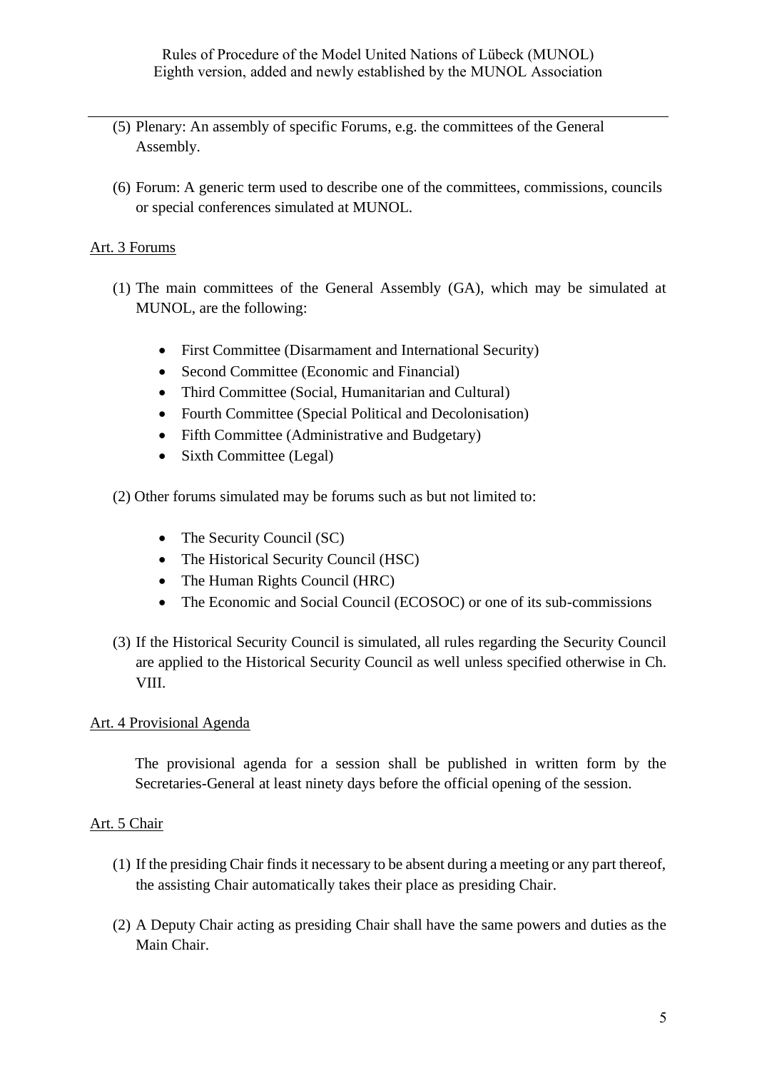(5) Plenary: An assembly of specific Forums, e.g. the committees of the General Assembly.

(6) Forum: A generic term used to describe one of the committees, commissions, councils or special conferences simulated at MUNOL.

## Art. 3 Forums

(1) The main committees of the General Assembly (GA), which may be simulated at MUNOL, are the following:

- First Committee (Disarmament and International Security)
- Second Committee (Economic and Financial)
- Third Committee (Social, Humanitarian and Cultural)
- Fourth Committee (Special Political and Decolonisation)
- Fifth Committee (Administrative and Budgetary)
- Sixth Committee (Legal)

(2) Other forums simulated may be forums such as but not limited to:

- The Security Council (SC)
- The Historical Security Council (HSC)
- The Human Rights Council (HRC)
- The Economic and Social Council (ECOSOC) or one of its sub-commissions

(3) If the Historical Security Council is simulated, all rules regarding the Security Council are applied to the Historical Security Council as well unless specified otherwise in Ch. VIII.

## Art. 4 Provisional Agenda

The provisional agenda for a session shall be published in written form by the Secretaries-General at least ninety days before the official opening of the session.

## Art. 5 Chair

(1) If the presiding Chair finds it necessary to be absent during a meeting or any part thereof, the assisting Chair automatically takes their place as presiding Chair.

(2) A Deputy Chair acting as presiding Chair shall have the same powers and duties as the Main Chair.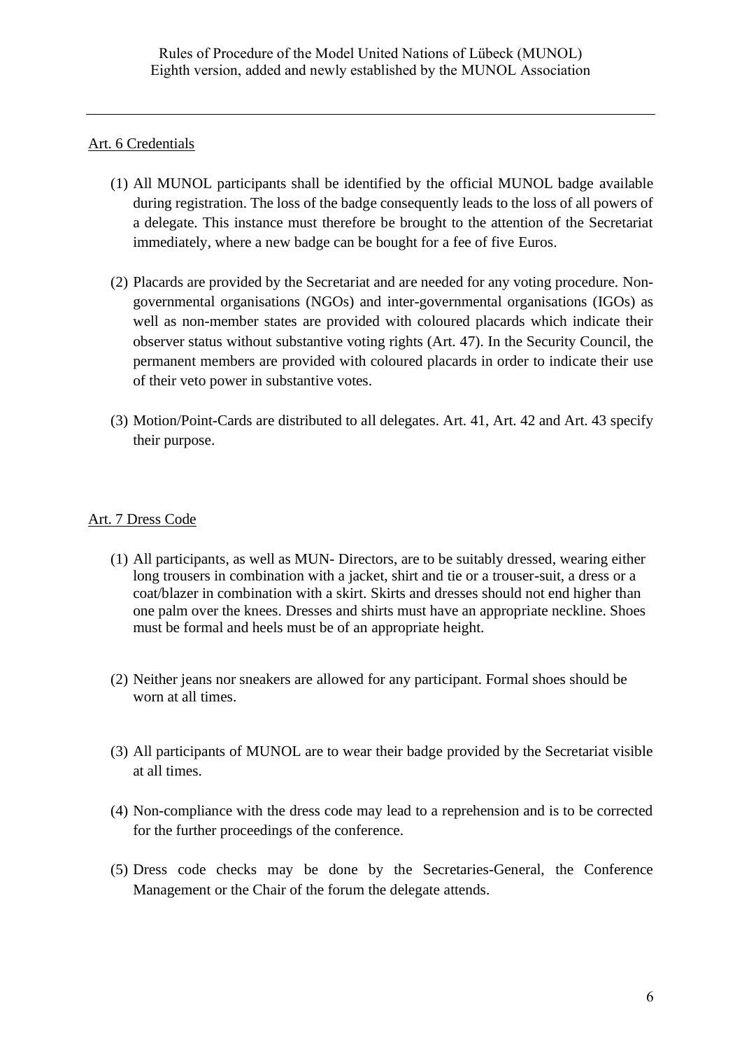## Art. 6 Credentials

(1) All MUNOL participants shall be identified by the official MUNOL badge available during registration. The loss of the badge consequently leads to the loss of all powers of a delegate. This instance must therefore be brought to the attention of the Secretariat immediately, where a new badge can be bought for a fee of five Euros.

(2) Placards are provided by the Secretariat and are needed for any voting procedure. Non-governmental organisations (NGOs) and inter-governmental organisations (IGOs) as well as non-member states are provided with coloured placards which indicate their observer status without substantive voting rights (Art. 47). In the Security Council, the permanent members are provided with coloured placards in order to indicate their use of their veto power in substantive votes.

(3) Motion/Point-Cards are distributed to all delegates. Art. 41, Art. 42 and Art. 43 specify their purpose.

## Art. 7 Dress Code

(1) All participants, as well as MUN- Directors, are to be suitably dressed, wearing either long trousers in combination with a jacket, shirt and tie or a trouser-suit, a dress or a coat/blazer in combination with a skirt. Skirts and dresses should not end higher than one palm over the knees. Dresses and shirts must have an appropriate neckline. Shoes must be formal and heels must be of an appropriate height.

(2) Neither jeans nor sneakers are allowed for any participant. Formal shoes should be worn at all times.

(3) All participants of MUNOL are to wear their badge provided by the Secretariat visible at all times.

(4) Non-compliance with the dress code may lead to a reprehension and is to be corrected for the further proceedings of the conference.

(5) Dress code checks may be done by the Secretaries-General, the Conference Management or the Chair of the forum the delegate attends.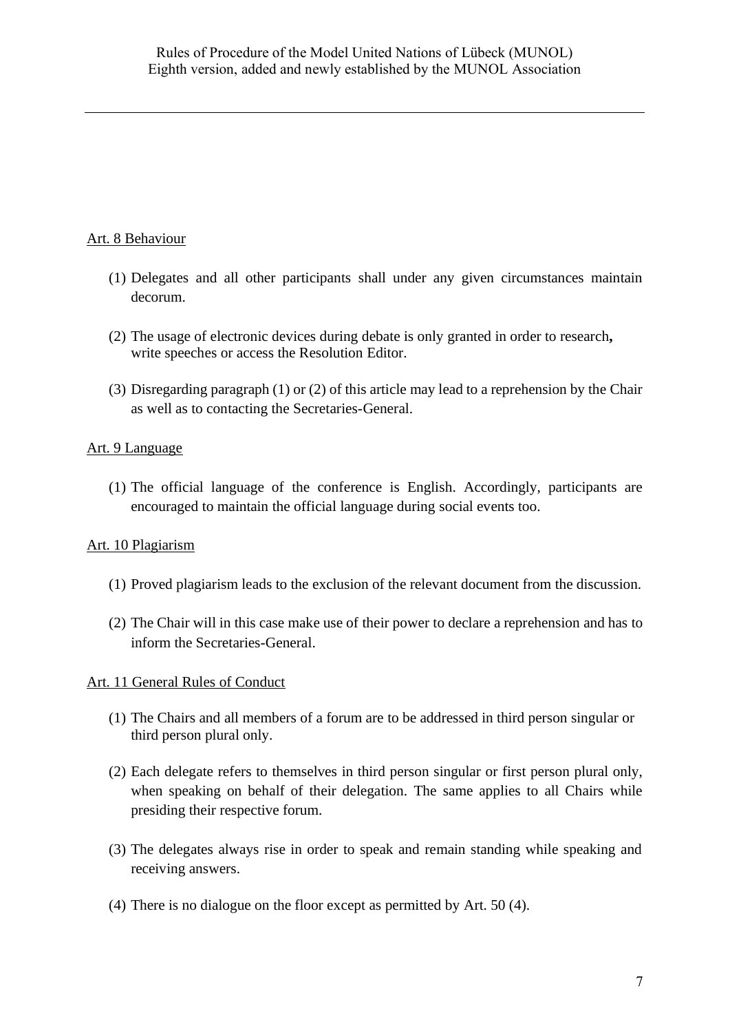## Art. 8 Behaviour

(1) Delegates and all other participants shall under any given circumstances maintain decorum.

(2) The usage of electronic devices during debate is only granted in order to research**,** write speeches or access the Resolution Editor.

(3) Disregarding paragraph (1) or (2) of this article may lead to a reprehension by the Chair as well as to contacting the Secretaries-General.

## Art. 9 Language

(1) The official language of the conference is English. Accordingly, participants are encouraged to maintain the official language during social events too.

## Art. 10 Plagiarism

(1) Proved plagiarism leads to the exclusion of the relevant document from the discussion.

(2) The Chair will in this case make use of their power to declare a reprehension and has to inform the Secretaries-General.

## Art. 11 General Rules of Conduct

(1) The Chairs and all members of a forum are to be addressed in third person singular or third person plural only.

(2) Each delegate refers to themselves in third person singular or first person plural only, when speaking on behalf of their delegation. The same applies to all Chairs while presiding their respective forum.

(3) The delegates always rise in order to speak and remain standing while speaking and receiving answers.

(4) There is no dialogue on the floor except as permitted by Art. 50 (4).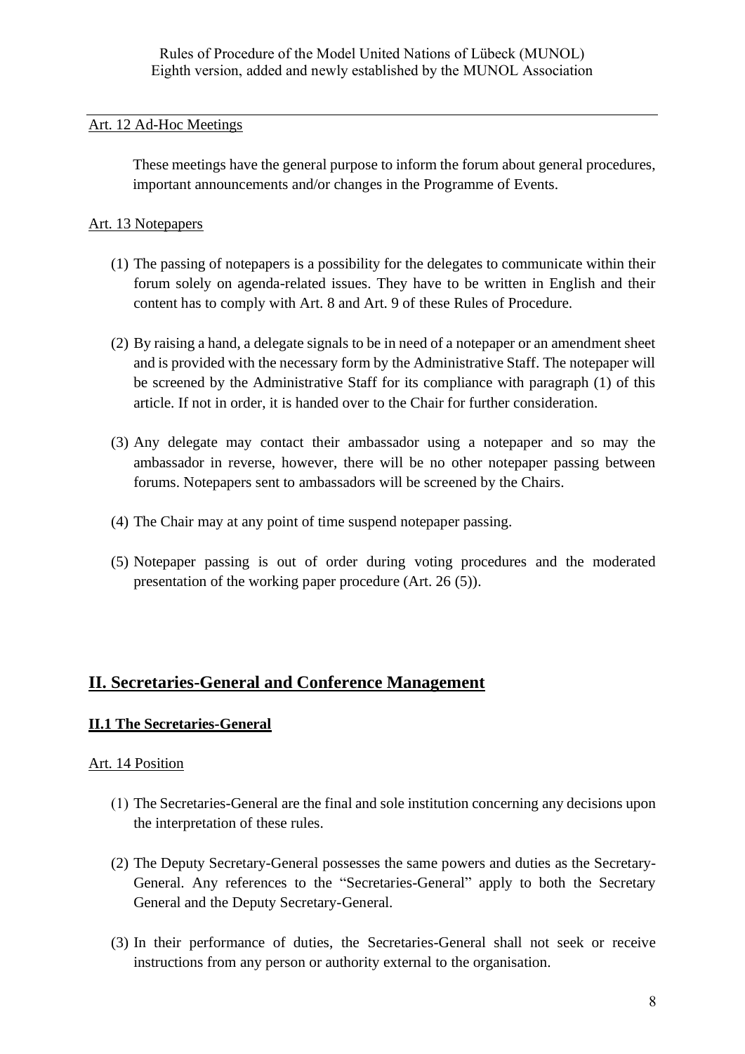Art. 12 Ad-Hoc Meetings

These meetings have the general purpose to inform the forum about general procedures, important announcements and/or changes in the Programme of Events.

Art. 13 Notepapers

(1) The passing of notepapers is a possibility for the delegates to communicate within their forum solely on agenda-related issues. They have to be written in English and their content has to comply with Art. 8 and Art. 9 of these Rules of Procedure.

(2) By raising a hand, a delegate signals to be in need of a notepaper or an amendment sheet and is provided with the necessary form by the Administrative Staff. The notepaper will be screened by the Administrative Staff for its compliance with paragraph (1) of this article. If not in order, it is handed over to the Chair for further consideration.

(3) Any delegate may contact their ambassador using a notepaper and so may the ambassador in reverse, however, there will be no other notepaper passing between forums. Notepapers sent to ambassadors will be screened by the Chairs.

(4) The Chair may at any point of time suspend notepaper passing.

(5) Notepaper passing is out of order during voting procedures and the moderated presentation of the working paper procedure (Art. 26 (5)).

## II. Secretaries-General and Conference Management

### II.1 The Secretaries-General

Art. 14 Position

(1) The Secretaries-General are the final and sole institution concerning any decisions upon the interpretation of these rules.

(2) The Deputy Secretary-General possesses the same powers and duties as the Secretary-General. Any references to the "Secretaries-General" apply to both the Secretary General and the Deputy Secretary-General.

(3) In their performance of duties, the Secretaries-General shall not seek or receive instructions from any person or authority external to the organisation.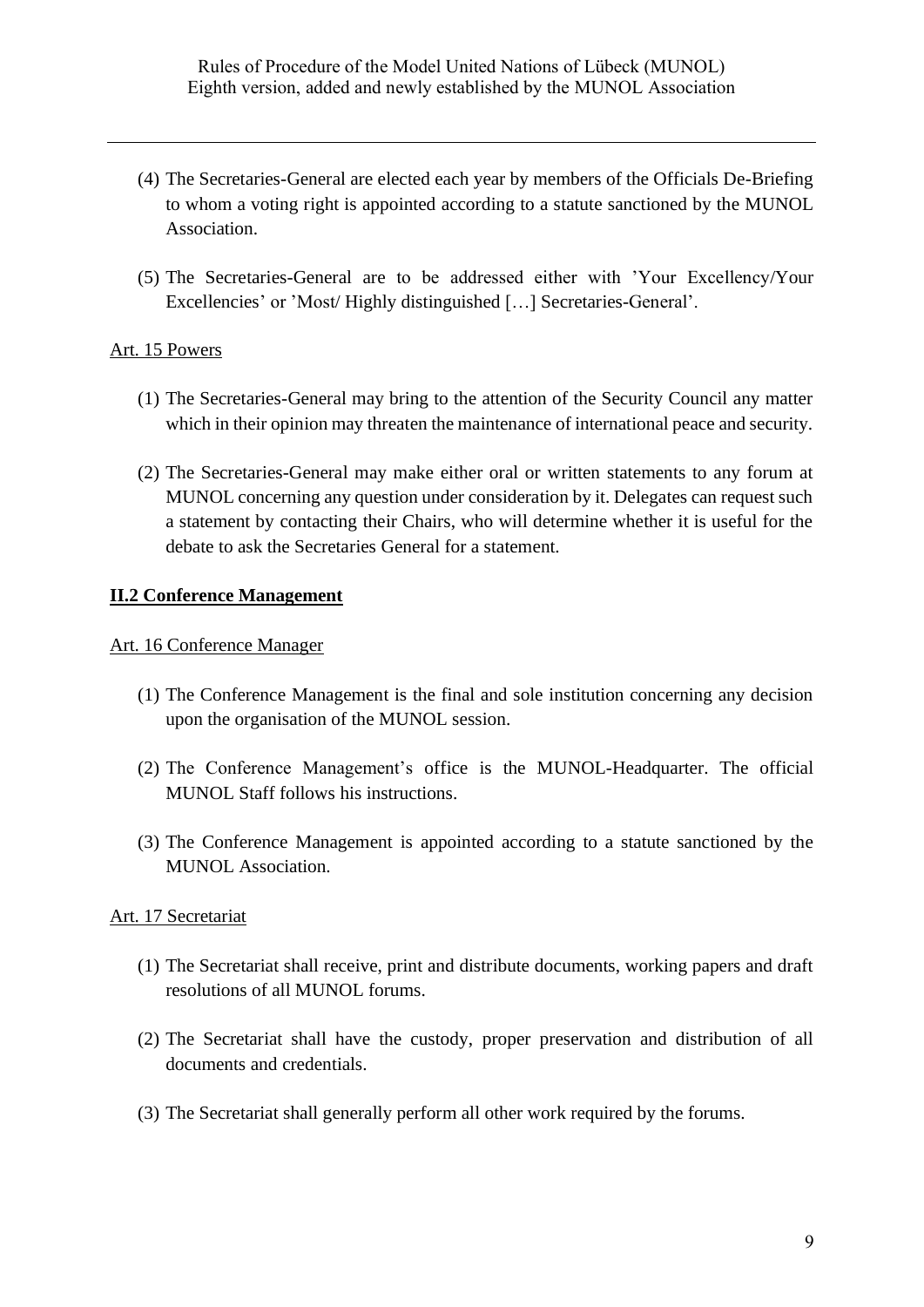(4) The Secretaries-General are elected each year by members of the Officials De-Briefing to whom a voting right is appointed according to a statute sanctioned by the MUNOL Association.

(5) The Secretaries-General are to be addressed either with 'Your Excellency/Your Excellencies' or 'Most/ Highly distinguished […] Secretaries-General'.

Art. 15 Powers

(1) The Secretaries-General may bring to the attention of the Security Council any matter which in their opinion may threaten the maintenance of international peace and security.

(2) The Secretaries-General may make either oral or written statements to any forum at MUNOL concerning any question under consideration by it. Delegates can request such a statement by contacting their Chairs, who will determine whether it is useful for the debate to ask the Secretaries General for a statement.

## II.2 Conference Management

Art. 16 Conference Manager

(1) The Conference Management is the final and sole institution concerning any decision upon the organisation of the MUNOL session.

(2) The Conference Management's office is the MUNOL-Headquarter. The official MUNOL Staff follows his instructions.

(3) The Conference Management is appointed according to a statute sanctioned by the MUNOL Association.

Art. 17 Secretariat

(1) The Secretariat shall receive, print and distribute documents, working papers and draft resolutions of all MUNOL forums.

(2) The Secretariat shall have the custody, proper preservation and distribution of all documents and credentials.

(3) The Secretariat shall generally perform all other work required by the forums.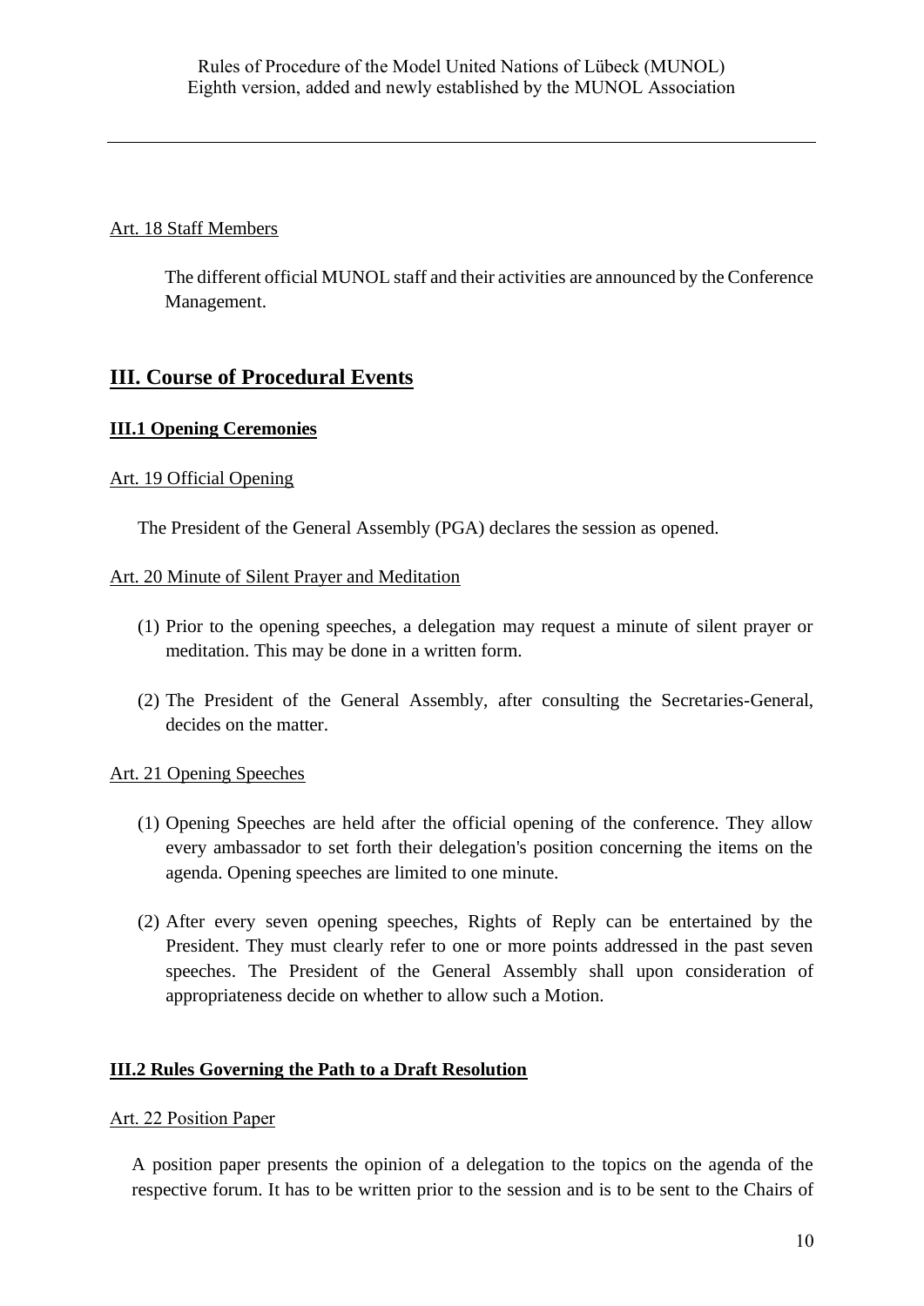Art. 18 Staff Members

The different official MUNOL staff and their activities are announced by the Conference Management.

## III. Course of Procedural Events

### III.1 Opening Ceremonies

Art. 19 Official Opening

The President of the General Assembly (PGA) declares the session as opened.

Art. 20 Minute of Silent Prayer and Meditation

(1) Prior to the opening speeches, a delegation may request a minute of silent prayer or meditation. This may be done in a written form.

(2) The President of the General Assembly, after consulting the Secretaries-General, decides on the matter.

Art. 21 Opening Speeches

(1) Opening Speeches are held after the official opening of the conference. They allow every ambassador to set forth their delegation's position concerning the items on the agenda. Opening speeches are limited to one minute.

(2) After every seven opening speeches, Rights of Reply can be entertained by the President. They must clearly refer to one or more points addressed in the past seven speeches. The President of the General Assembly shall upon consideration of appropriateness decide on whether to allow such a Motion.

### III.2 Rules Governing the Path to a Draft Resolution

Art. 22 Position Paper

A position paper presents the opinion of a delegation to the topics on the agenda of the respective forum. It has to be written prior to the session and is to be sent to the Chairs of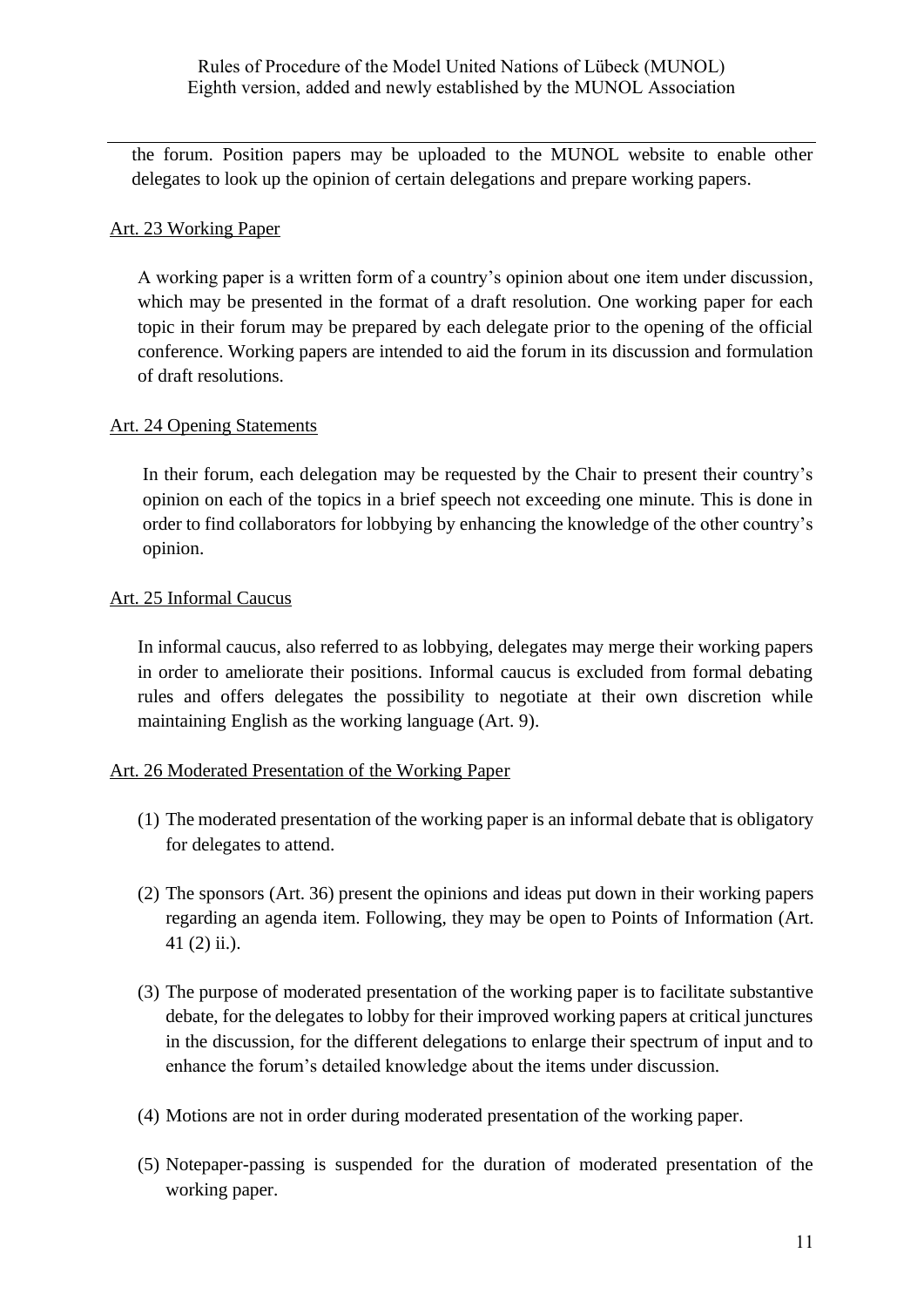the forum. Position papers may be uploaded to the MUNOL website to enable other delegates to look up the opinion of certain delegations and prepare working papers.

## Art. 23 Working Paper

A working paper is a written form of a country's opinion about one item under discussion, which may be presented in the format of a draft resolution. One working paper for each topic in their forum may be prepared by each delegate prior to the opening of the official conference. Working papers are intended to aid the forum in its discussion and formulation of draft resolutions.

## Art. 24 Opening Statements

In their forum, each delegation may be requested by the Chair to present their country's opinion on each of the topics in a brief speech not exceeding one minute. This is done in order to find collaborators for lobbying by enhancing the knowledge of the other country's opinion.

## Art. 25 Informal Caucus

In informal caucus, also referred to as lobbying, delegates may merge their working papers in order to ameliorate their positions. Informal caucus is excluded from formal debating rules and offers delegates the possibility to negotiate at their own discretion while maintaining English as the working language (Art. 9).

## Art. 26 Moderated Presentation of the Working Paper

(1) The moderated presentation of the working paper is an informal debate that is obligatory for delegates to attend.

(2) The sponsors (Art. 36) present the opinions and ideas put down in their working papers regarding an agenda item. Following, they may be open to Points of Information (Art. 41 (2) ii.).

(3) The purpose of moderated presentation of the working paper is to facilitate substantive debate, for the delegates to lobby for their improved working papers at critical junctures in the discussion, for the different delegations to enlarge their spectrum of input and to enhance the forum's detailed knowledge about the items under discussion.

(4) Motions are not in order during moderated presentation of the working paper.

(5) Notepaper-passing is suspended for the duration of moderated presentation of the working paper.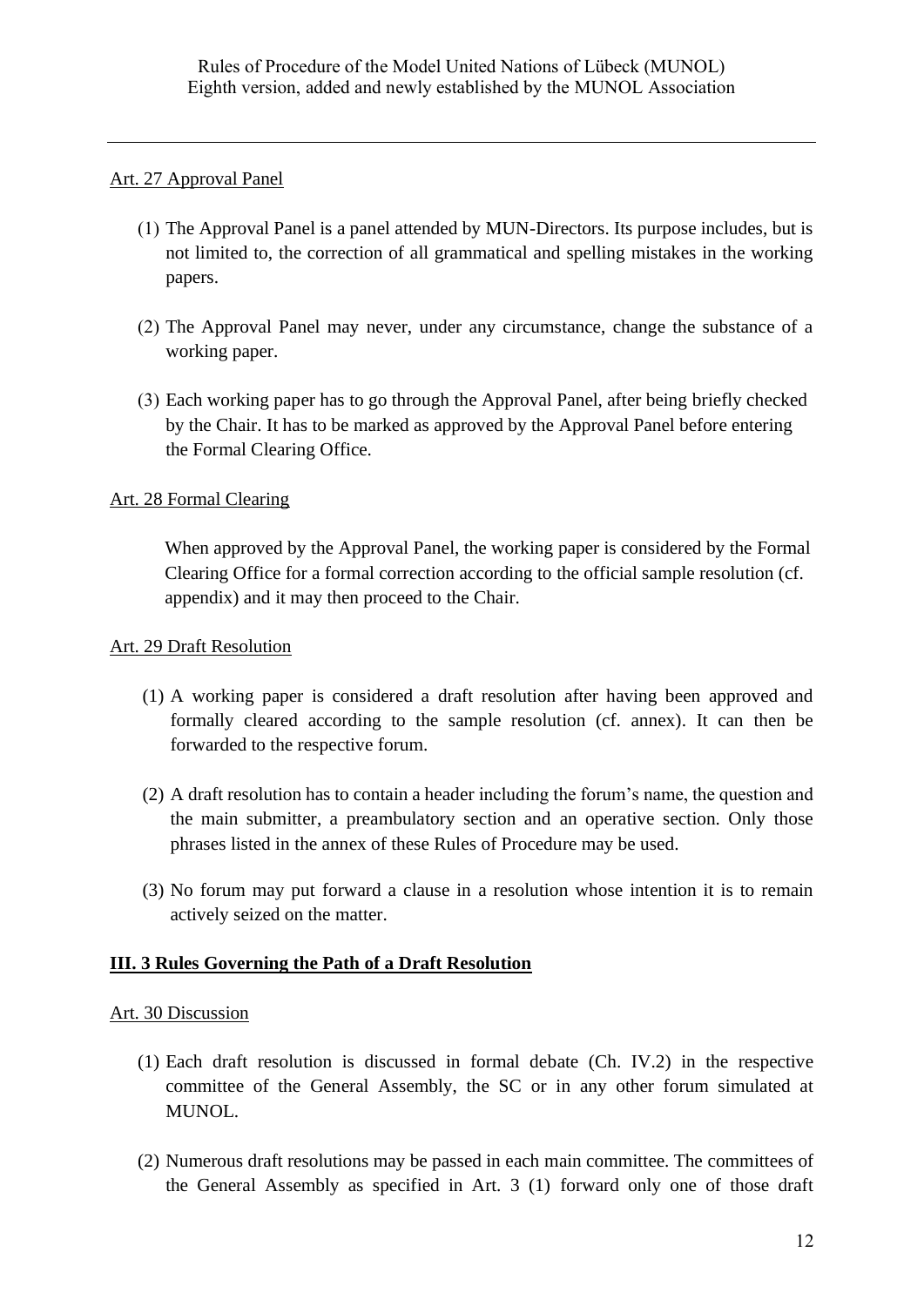Art. 27 Approval Panel

(1) The Approval Panel is a panel attended by MUN-Directors. Its purpose includes, but is not limited to, the correction of all grammatical and spelling mistakes in the working papers.

(2) The Approval Panel may never, under any circumstance, change the substance of a working paper.

(3) Each working paper has to go through the Approval Panel, after being briefly checked by the Chair. It has to be marked as approved by the Approval Panel before entering the Formal Clearing Office.

Art. 28 Formal Clearing

When approved by the Approval Panel, the working paper is considered by the Formal Clearing Office for a formal correction according to the official sample resolution (cf. appendix) and it may then proceed to the Chair.

Art. 29 Draft Resolution

(1) A working paper is considered a draft resolution after having been approved and formally cleared according to the sample resolution (cf. annex). It can then be forwarded to the respective forum.

(2) A draft resolution has to contain a header including the forum's name, the question and the main submitter, a preambulatory section and an operative section. Only those phrases listed in the annex of these Rules of Procedure may be used.

(3) No forum may put forward a clause in a resolution whose intention it is to remain actively seized on the matter.

## III. 3 Rules Governing the Path of a Draft Resolution

Art. 30 Discussion

(1) Each draft resolution is discussed in formal debate (Ch. IV.2) in the respective committee of the General Assembly, the SC or in any other forum simulated at MUNOL.

(2) Numerous draft resolutions may be passed in each main committee. The committees of the General Assembly as specified in Art. 3 (1) forward only one of those draft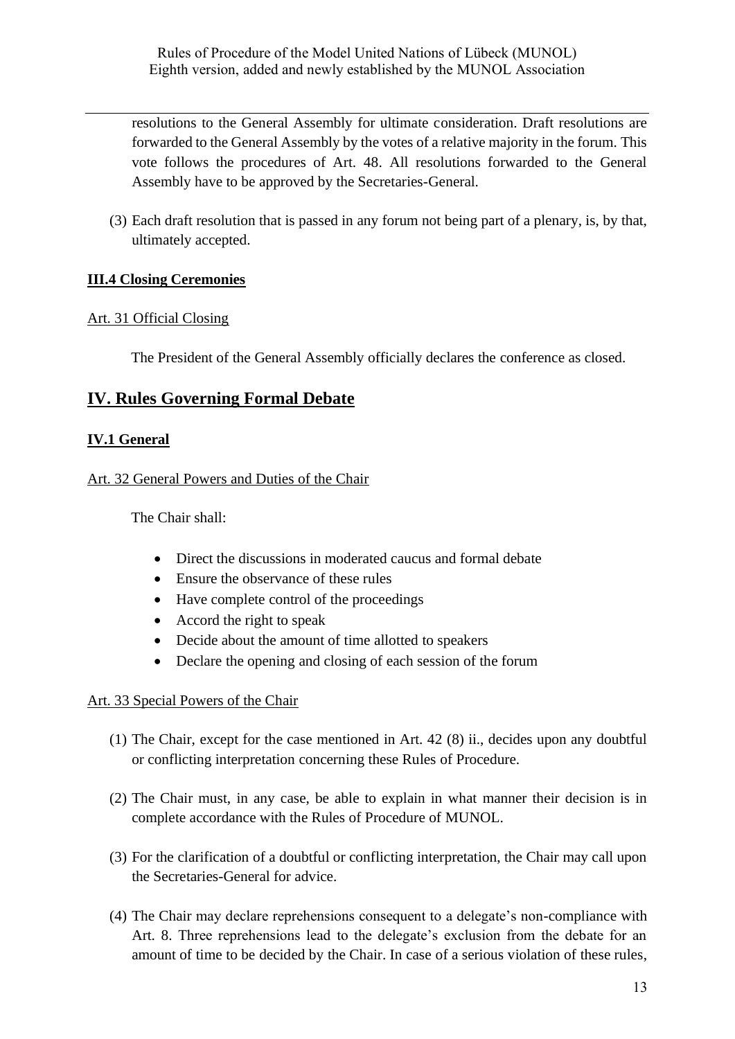resolutions to the General Assembly for ultimate consideration. Draft resolutions are forwarded to the General Assembly by the votes of a relative majority in the forum. This vote follows the procedures of Art. 48. All resolutions forwarded to the General Assembly have to be approved by the Secretaries-General.

(3) Each draft resolution that is passed in any forum not being part of a plenary, is, by that, ultimately accepted.

### III.4 Closing Ceremonies

#### Art. 31 Official Closing

The President of the General Assembly officially declares the conference as closed.

## IV. Rules Governing Formal Debate

### IV.1 General

#### Art. 32 General Powers and Duties of the Chair

The Chair shall:

- Direct the discussions in moderated caucus and formal debate
- Ensure the observance of these rules
- Have complete control of the proceedings
- Accord the right to speak
- Decide about the amount of time allotted to speakers
- Declare the opening and closing of each session of the forum

#### Art. 33 Special Powers of the Chair

(1) The Chair, except for the case mentioned in Art. 42 (8) ii., decides upon any doubtful or conflicting interpretation concerning these Rules of Procedure.

(2) The Chair must, in any case, be able to explain in what manner their decision is in complete accordance with the Rules of Procedure of MUNOL.

(3) For the clarification of a doubtful or conflicting interpretation, the Chair may call upon the Secretaries-General for advice.

(4) The Chair may declare reprehensions consequent to a delegate's non-compliance with Art. 8. Three reprehensions lead to the delegate's exclusion from the debate for an amount of time to be decided by the Chair. In case of a serious violation of these rules,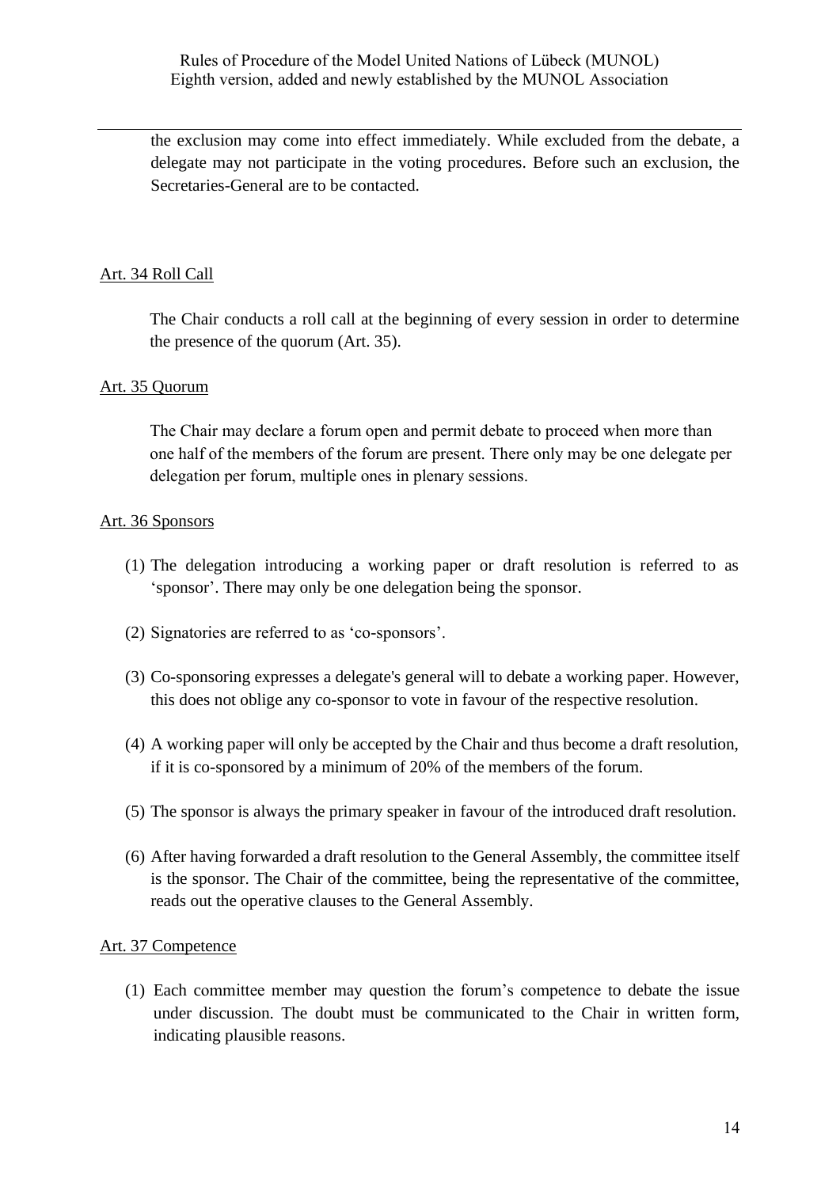the exclusion may come into effect immediately. While excluded from the debate, a delegate may not participate in the voting procedures. Before such an exclusion, the Secretaries-General are to be contacted.

## Art. 34 Roll Call

The Chair conducts a roll call at the beginning of every session in order to determine the presence of the quorum (Art. 35).

## Art. 35 Quorum

The Chair may declare a forum open and permit debate to proceed when more than one half of the members of the forum are present. There only may be one delegate per delegation per forum, multiple ones in plenary sessions.

## Art. 36 Sponsors

(1) The delegation introducing a working paper or draft resolution is referred to as 'sponsor'. There may only be one delegation being the sponsor.

(2) Signatories are referred to as 'co-sponsors'.

(3) Co-sponsoring expresses a delegate's general will to debate a working paper. However, this does not oblige any co-sponsor to vote in favour of the respective resolution.

(4) A working paper will only be accepted by the Chair and thus become a draft resolution, if it is co-sponsored by a minimum of 20% of the members of the forum.

(5) The sponsor is always the primary speaker in favour of the introduced draft resolution.

(6) After having forwarded a draft resolution to the General Assembly, the committee itself is the sponsor. The Chair of the committee, being the representative of the committee, reads out the operative clauses to the General Assembly.

## Art. 37 Competence

(1) Each committee member may question the forum's competence to debate the issue under discussion. The doubt must be communicated to the Chair in written form, indicating plausible reasons.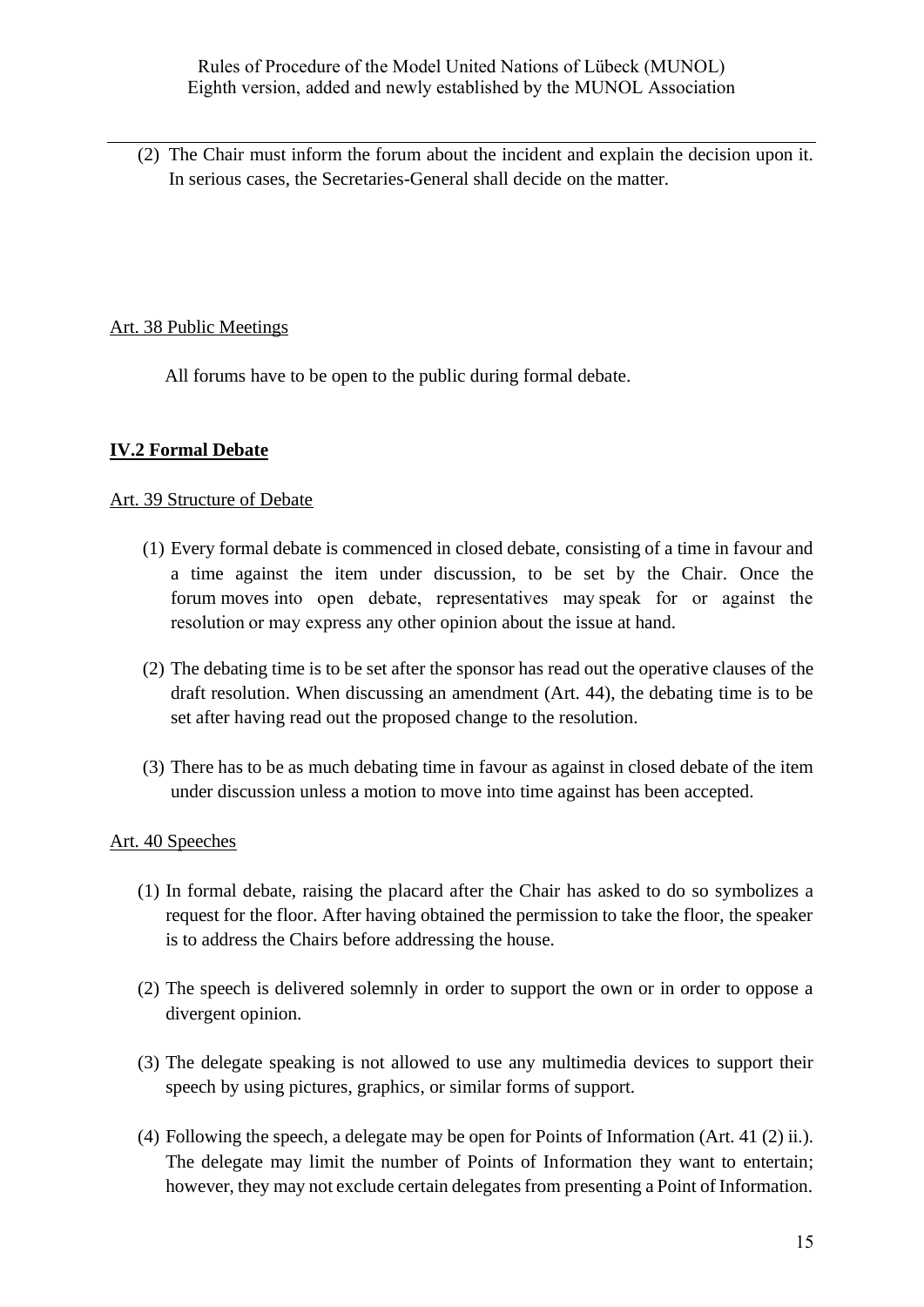(2) The Chair must inform the forum about the incident and explain the decision upon it. In serious cases, the Secretaries-General shall decide on the matter.

Art. 38 Public Meetings

All forums have to be open to the public during formal debate.

## IV.2 Formal Debate

Art. 39 Structure of Debate

(1) Every formal debate is commenced in closed debate, consisting of a time in favour and a time against the item under discussion, to be set by the Chair. Once the forum moves into open debate, representatives may speak for or against the resolution or may express any other opinion about the issue at hand.

(2) The debating time is to be set after the sponsor has read out the operative clauses of the draft resolution. When discussing an amendment (Art. 44), the debating time is to be set after having read out the proposed change to the resolution.

(3) There has to be as much debating time in favour as against in closed debate of the item under discussion unless a motion to move into time against has been accepted.

Art. 40 Speeches

(1) In formal debate, raising the placard after the Chair has asked to do so symbolizes a request for the floor. After having obtained the permission to take the floor, the speaker is to address the Chairs before addressing the house.

(2) The speech is delivered solemnly in order to support the own or in order to oppose a divergent opinion.

(3) The delegate speaking is not allowed to use any multimedia devices to support their speech by using pictures, graphics, or similar forms of support.

(4) Following the speech, a delegate may be open for Points of Information (Art. 41 (2) ii.). The delegate may limit the number of Points of Information they want to entertain; however, they may not exclude certain delegates from presenting a Point of Information.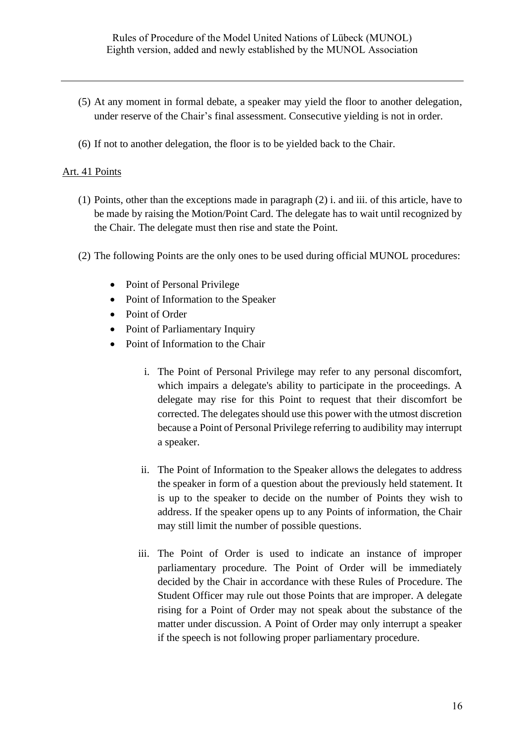(5) At any moment in formal debate, a speaker may yield the floor to another delegation, under reserve of the Chair's final assessment. Consecutive yielding is not in order.

(6) If not to another delegation, the floor is to be yielded back to the Chair.

## Art. 41 Points

(1) Points, other than the exceptions made in paragraph (2) i. and iii. of this article, have to be made by raising the Motion/Point Card. The delegate has to wait until recognized by the Chair. The delegate must then rise and state the Point.

(2) The following Points are the only ones to be used during official MUNOL procedures:

- Point of Personal Privilege
- Point of Information to the Speaker
- Point of Order
- Point of Parliamentary Inquiry
- Point of Information to the Chair

  i. The Point of Personal Privilege may refer to any personal discomfort, which impairs a delegate's ability to participate in the proceedings. A delegate may rise for this Point to request that their discomfort be corrected. The delegates should use this power with the utmost discretion because a Point of Personal Privilege referring to audibility may interrupt a speaker.

  ii. The Point of Information to the Speaker allows the delegates to address the speaker in form of a question about the previously held statement. It is up to the speaker to decide on the number of Points they wish to address. If the speaker opens up to any Points of information, the Chair may still limit the number of possible questions.

  iii. The Point of Order is used to indicate an instance of improper parliamentary procedure. The Point of Order will be immediately decided by the Chair in accordance with these Rules of Procedure. The Student Officer may rule out those Points that are improper. A delegate rising for a Point of Order may not speak about the substance of the matter under discussion. A Point of Order may only interrupt a speaker if the speech is not following proper parliamentary procedure.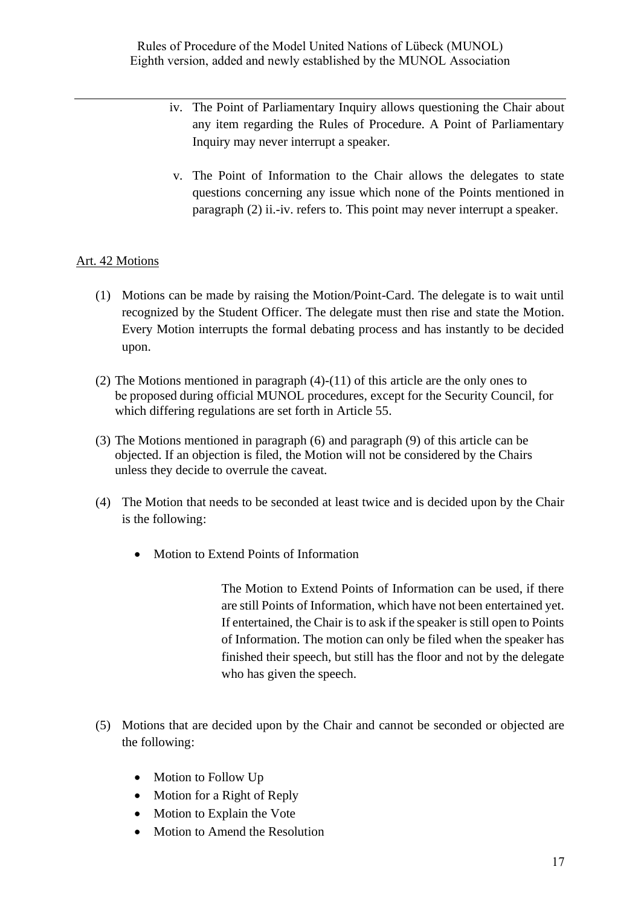iv. The Point of Parliamentary Inquiry allows questioning the Chair about any item regarding the Rules of Procedure. A Point of Parliamentary Inquiry may never interrupt a speaker.

v. The Point of Information to the Chair allows the delegates to state questions concerning any issue which none of the Points mentioned in paragraph (2) ii.-iv. refers to. This point may never interrupt a speaker.

## Art. 42 Motions

(1) Motions can be made by raising the Motion/Point-Card. The delegate is to wait until recognized by the Student Officer. The delegate must then rise and state the Motion. Every Motion interrupts the formal debating process and has instantly to be decided upon.

(2) The Motions mentioned in paragraph (4)-(11) of this article are the only ones to be proposed during official MUNOL procedures, except for the Security Council, for which differing regulations are set forth in Article 55.

(3) The Motions mentioned in paragraph (6) and paragraph (9) of this article can be objected. If an objection is filed, the Motion will not be considered by the Chairs unless they decide to overrule the caveat.

(4) The Motion that needs to be seconded at least twice and is decided upon by the Chair is the following:

- Motion to Extend Points of Information

  The Motion to Extend Points of Information can be used, if there are still Points of Information, which have not been entertained yet. If entertained, the Chair is to ask if the speaker is still open to Points of Information. The motion can only be filed when the speaker has finished their speech, but still has the floor and not by the delegate who has given the speech.

(5) Motions that are decided upon by the Chair and cannot be seconded or objected are the following:

- Motion to Follow Up
- Motion for a Right of Reply
- Motion to Explain the Vote
- Motion to Amend the Resolution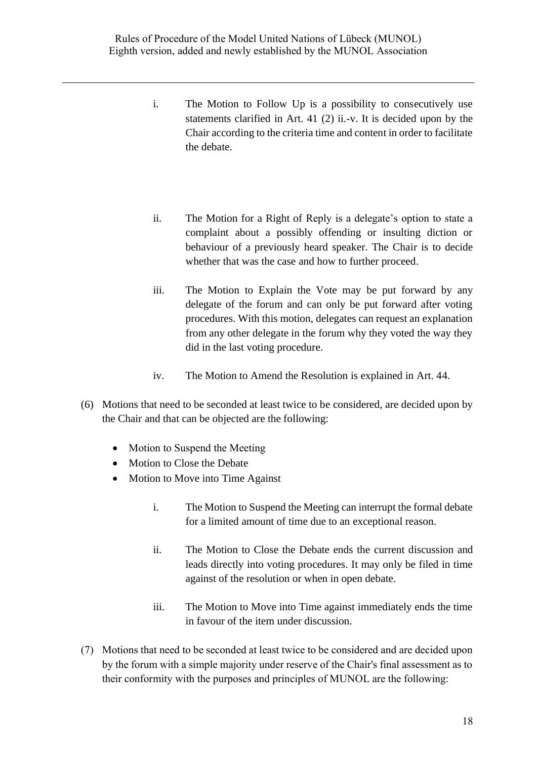i. The Motion to Follow Up is a possibility to consecutively use statements clarified in Art. 41 (2) ii.-v. It is decided upon by the Chair according to the criteria time and content in order to facilitate the debate.

ii. The Motion for a Right of Reply is a delegate's option to state a complaint about a possibly offending or insulting diction or behaviour of a previously heard speaker. The Chair is to decide whether that was the case and how to further proceed.

iii. The Motion to Explain the Vote may be put forward by any delegate of the forum and can only be put forward after voting procedures. With this motion, delegates can request an explanation from any other delegate in the forum why they voted the way they did in the last voting procedure.

iv. The Motion to Amend the Resolution is explained in Art. 44.

(6) Motions that need to be seconded at least twice to be considered, are decided upon by the Chair and that can be objected are the following:

- Motion to Suspend the Meeting
- Motion to Close the Debate
- Motion to Move into Time Against

i. The Motion to Suspend the Meeting can interrupt the formal debate for a limited amount of time due to an exceptional reason.

ii. The Motion to Close the Debate ends the current discussion and leads directly into voting procedures. It may only be filed in time against of the resolution or when in open debate.

iii. The Motion to Move into Time against immediately ends the time in favour of the item under discussion.

(7) Motions that need to be seconded at least twice to be considered and are decided upon by the forum with a simple majority under reserve of the Chair's final assessment as to their conformity with the purposes and principles of MUNOL are the following: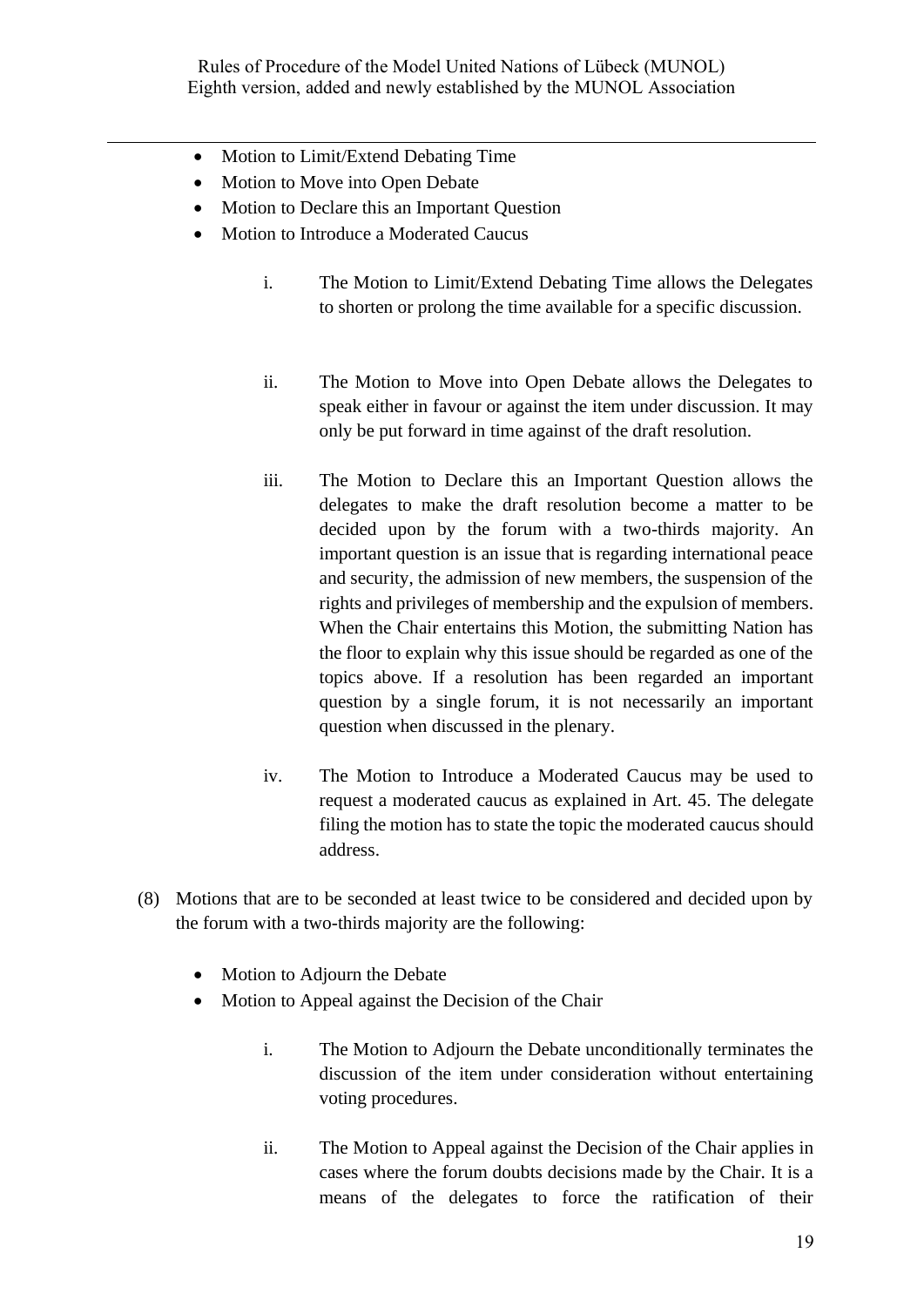- Motion to Limit/Extend Debating Time
- Motion to Move into Open Debate
- Motion to Declare this an Important Question
- Motion to Introduce a Moderated Caucus

  i. The Motion to Limit/Extend Debating Time allows the Delegates to shorten or prolong the time available for a specific discussion.

  ii. The Motion to Move into Open Debate allows the Delegates to speak either in favour or against the item under discussion. It may only be put forward in time against of the draft resolution.

  iii. The Motion to Declare this an Important Question allows the delegates to make the draft resolution become a matter to be decided upon by the forum with a two-thirds majority. An important question is an issue that is regarding international peace and security, the admission of new members, the suspension of the rights and privileges of membership and the expulsion of members. When the Chair entertains this Motion, the submitting Nation has the floor to explain why this issue should be regarded as one of the topics above. If a resolution has been regarded an important question by a single forum, it is not necessarily an important question when discussed in the plenary.

  iv. The Motion to Introduce a Moderated Caucus may be used to request a moderated caucus as explained in Art. 45. The delegate filing the motion has to state the topic the moderated caucus should address.

(8) Motions that are to be seconded at least twice to be considered and decided upon by the forum with a two-thirds majority are the following:

- Motion to Adjourn the Debate
- Motion to Appeal against the Decision of the Chair

  i. The Motion to Adjourn the Debate unconditionally terminates the discussion of the item under consideration without entertaining voting procedures.

  ii. The Motion to Appeal against the Decision of the Chair applies in cases where the forum doubts decisions made by the Chair. It is a means of the delegates to force the ratification of their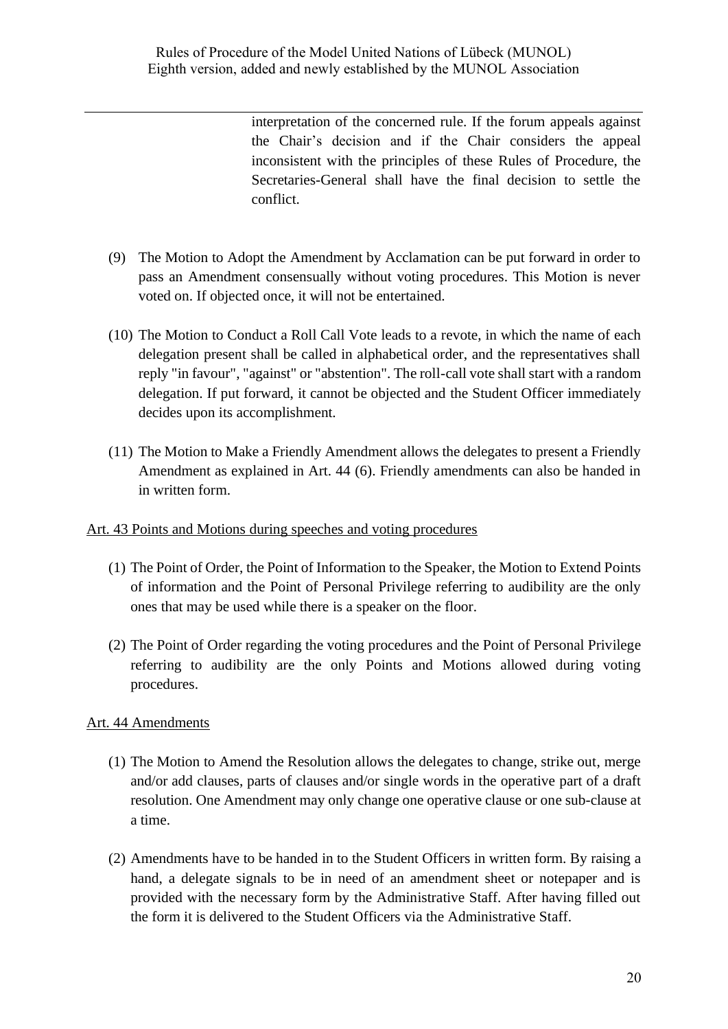interpretation of the concerned rule. If the forum appeals against the Chair's decision and if the Chair considers the appeal inconsistent with the principles of these Rules of Procedure, the Secretaries-General shall have the final decision to settle the conflict.

(9) The Motion to Adopt the Amendment by Acclamation can be put forward in order to pass an Amendment consensually without voting procedures. This Motion is never voted on. If objected once, it will not be entertained.

(10) The Motion to Conduct a Roll Call Vote leads to a revote, in which the name of each delegation present shall be called in alphabetical order, and the representatives shall reply "in favour", "against" or "abstention". The roll-call vote shall start with a random delegation. If put forward, it cannot be objected and the Student Officer immediately decides upon its accomplishment.

(11) The Motion to Make a Friendly Amendment allows the delegates to present a Friendly Amendment as explained in Art. 44 (6). Friendly amendments can also be handed in in written form.

## Art. 43 Points and Motions during speeches and voting procedures

(1) The Point of Order, the Point of Information to the Speaker, the Motion to Extend Points of information and the Point of Personal Privilege referring to audibility are the only ones that may be used while there is a speaker on the floor.

(2) The Point of Order regarding the voting procedures and the Point of Personal Privilege referring to audibility are the only Points and Motions allowed during voting procedures.

## Art. 44 Amendments

(1) The Motion to Amend the Resolution allows the delegates to change, strike out, merge and/or add clauses, parts of clauses and/or single words in the operative part of a draft resolution. One Amendment may only change one operative clause or one sub-clause at a time.

(2) Amendments have to be handed in to the Student Officers in written form. By raising a hand, a delegate signals to be in need of an amendment sheet or notepaper and is provided with the necessary form by the Administrative Staff. After having filled out the form it is delivered to the Student Officers via the Administrative Staff.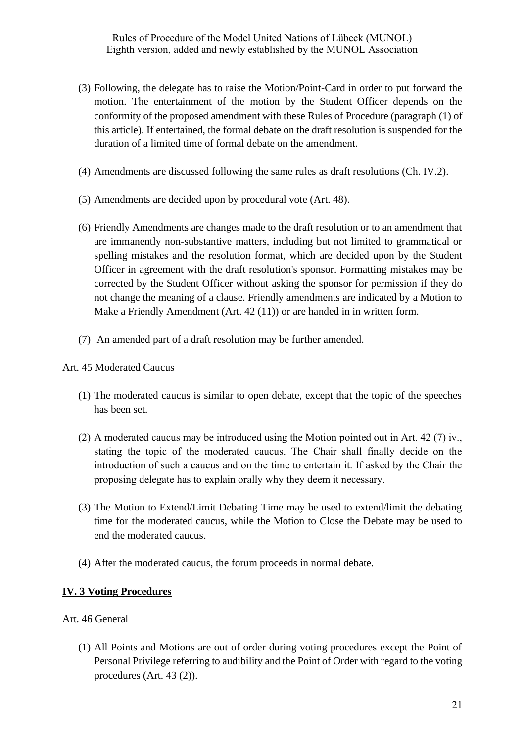(3) Following, the delegate has to raise the Motion/Point-Card in order to put forward the motion. The entertainment of the motion by the Student Officer depends on the conformity of the proposed amendment with these Rules of Procedure (paragraph (1) of this article). If entertained, the formal debate on the draft resolution is suspended for the duration of a limited time of formal debate on the amendment.

(4) Amendments are discussed following the same rules as draft resolutions (Ch. IV.2).

(5) Amendments are decided upon by procedural vote (Art. 48).

(6) Friendly Amendments are changes made to the draft resolution or to an amendment that are immanently non-substantive matters, including but not limited to grammatical or spelling mistakes and the resolution format, which are decided upon by the Student Officer in agreement with the draft resolution's sponsor. Formatting mistakes may be corrected by the Student Officer without asking the sponsor for permission if they do not change the meaning of a clause. Friendly amendments are indicated by a Motion to Make a Friendly Amendment (Art. 42 (11)) or are handed in in written form.

(7) An amended part of a draft resolution may be further amended.

### Art. 45 Moderated Caucus

(1) The moderated caucus is similar to open debate, except that the topic of the speeches has been set.

(2) A moderated caucus may be introduced using the Motion pointed out in Art. 42 (7) iv., stating the topic of the moderated caucus. The Chair shall finally decide on the introduction of such a caucus and on the time to entertain it. If asked by the Chair the proposing delegate has to explain orally why they deem it necessary.

(3) The Motion to Extend/Limit Debating Time may be used to extend/limit the debating time for the moderated caucus, while the Motion to Close the Debate may be used to end the moderated caucus.

(4) After the moderated caucus, the forum proceeds in normal debate.

## IV. 3 Voting Procedures

### Art. 46 General

(1) All Points and Motions are out of order during voting procedures except the Point of Personal Privilege referring to audibility and the Point of Order with regard to the voting procedures (Art. 43 (2)).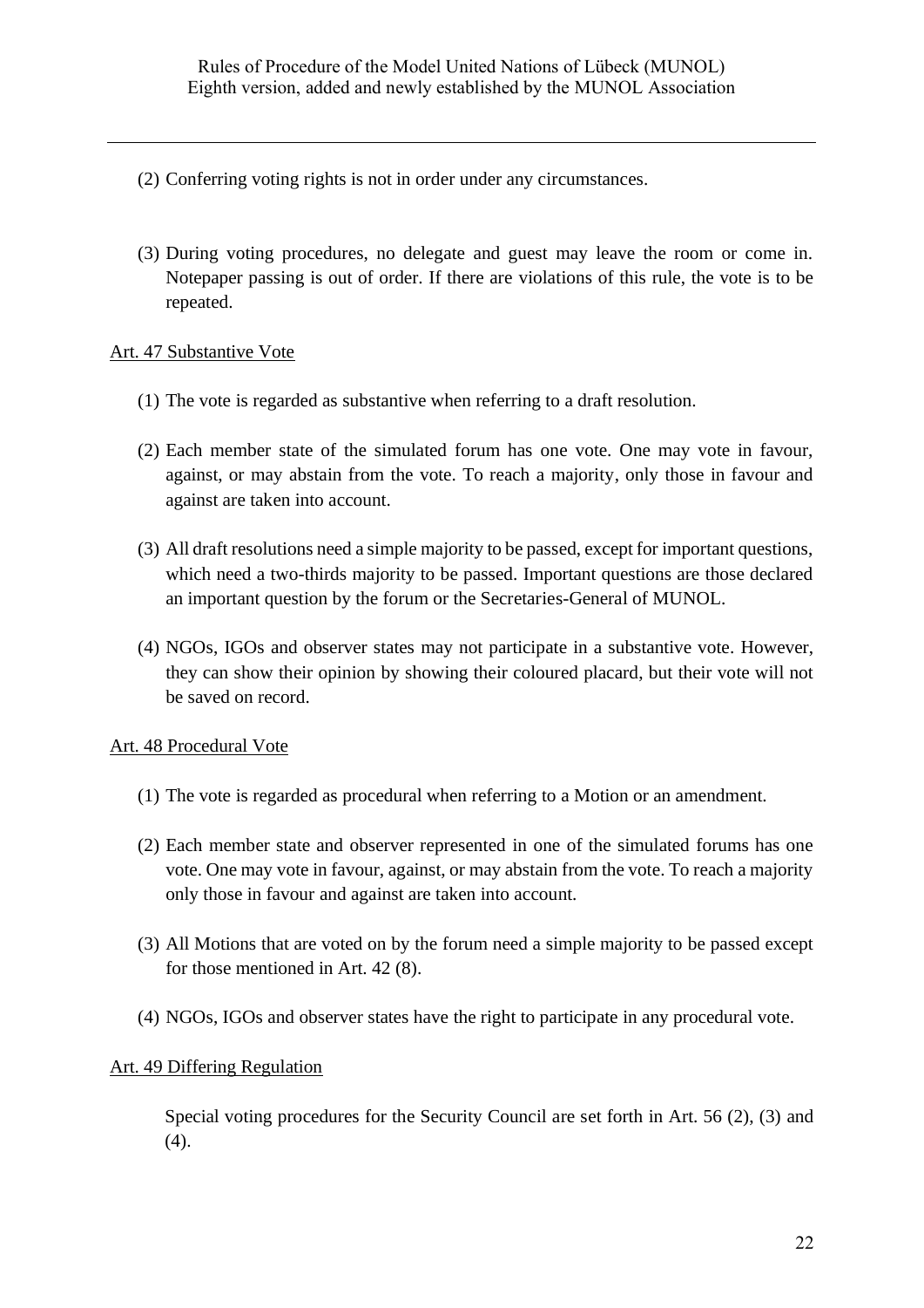(2) Conferring voting rights is not in order under any circumstances.

(3) During voting procedures, no delegate and guest may leave the room or come in. Notepaper passing is out of order. If there are violations of this rule, the vote is to be repeated.

Art. 47 Substantive Vote

(1) The vote is regarded as substantive when referring to a draft resolution.

(2) Each member state of the simulated forum has one vote. One may vote in favour, against, or may abstain from the vote. To reach a majority, only those in favour and against are taken into account.

(3) All draft resolutions need a simple majority to be passed, except for important questions, which need a two-thirds majority to be passed. Important questions are those declared an important question by the forum or the Secretaries-General of MUNOL.

(4) NGOs, IGOs and observer states may not participate in a substantive vote. However, they can show their opinion by showing their coloured placard, but their vote will not be saved on record.

Art. 48 Procedural Vote

(1) The vote is regarded as procedural when referring to a Motion or an amendment.

(2) Each member state and observer represented in one of the simulated forums has one vote. One may vote in favour, against, or may abstain from the vote. To reach a majority only those in favour and against are taken into account.

(3) All Motions that are voted on by the forum need a simple majority to be passed except for those mentioned in Art. 42 (8).

(4) NGOs, IGOs and observer states have the right to participate in any procedural vote.

Art. 49 Differing Regulation

Special voting procedures for the Security Council are set forth in Art. 56 (2), (3) and (4).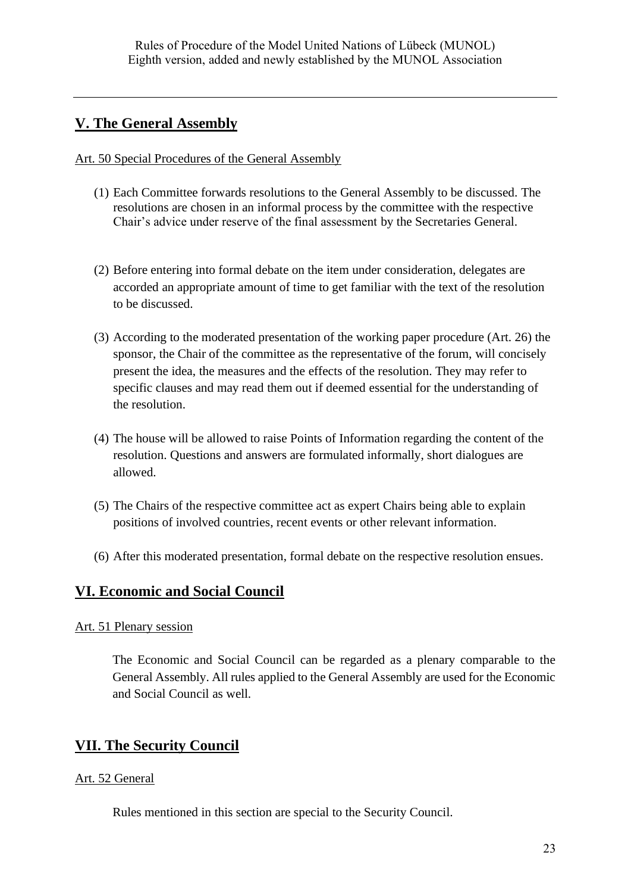## V. The General Assembly

### Art. 50 Special Procedures of the General Assembly

(1) Each Committee forwards resolutions to the General Assembly to be discussed. The resolutions are chosen in an informal process by the committee with the respective Chair's advice under reserve of the final assessment by the Secretaries General.

(2) Before entering into formal debate on the item under consideration, delegates are accorded an appropriate amount of time to get familiar with the text of the resolution to be discussed.

(3) According to the moderated presentation of the working paper procedure (Art. 26) the sponsor, the Chair of the committee as the representative of the forum, will concisely present the idea, the measures and the effects of the resolution. They may refer to specific clauses and may read them out if deemed essential for the understanding of the resolution.

(4) The house will be allowed to raise Points of Information regarding the content of the resolution. Questions and answers are formulated informally, short dialogues are allowed.

(5) The Chairs of the respective committee act as expert Chairs being able to explain positions of involved countries, recent events or other relevant information.

(6) After this moderated presentation, formal debate on the respective resolution ensues.

## VI. Economic and Social Council

### Art. 51 Plenary session

The Economic and Social Council can be regarded as a plenary comparable to the General Assembly. All rules applied to the General Assembly are used for the Economic and Social Council as well.

## VII. The Security Council

### Art. 52 General

Rules mentioned in this section are special to the Security Council.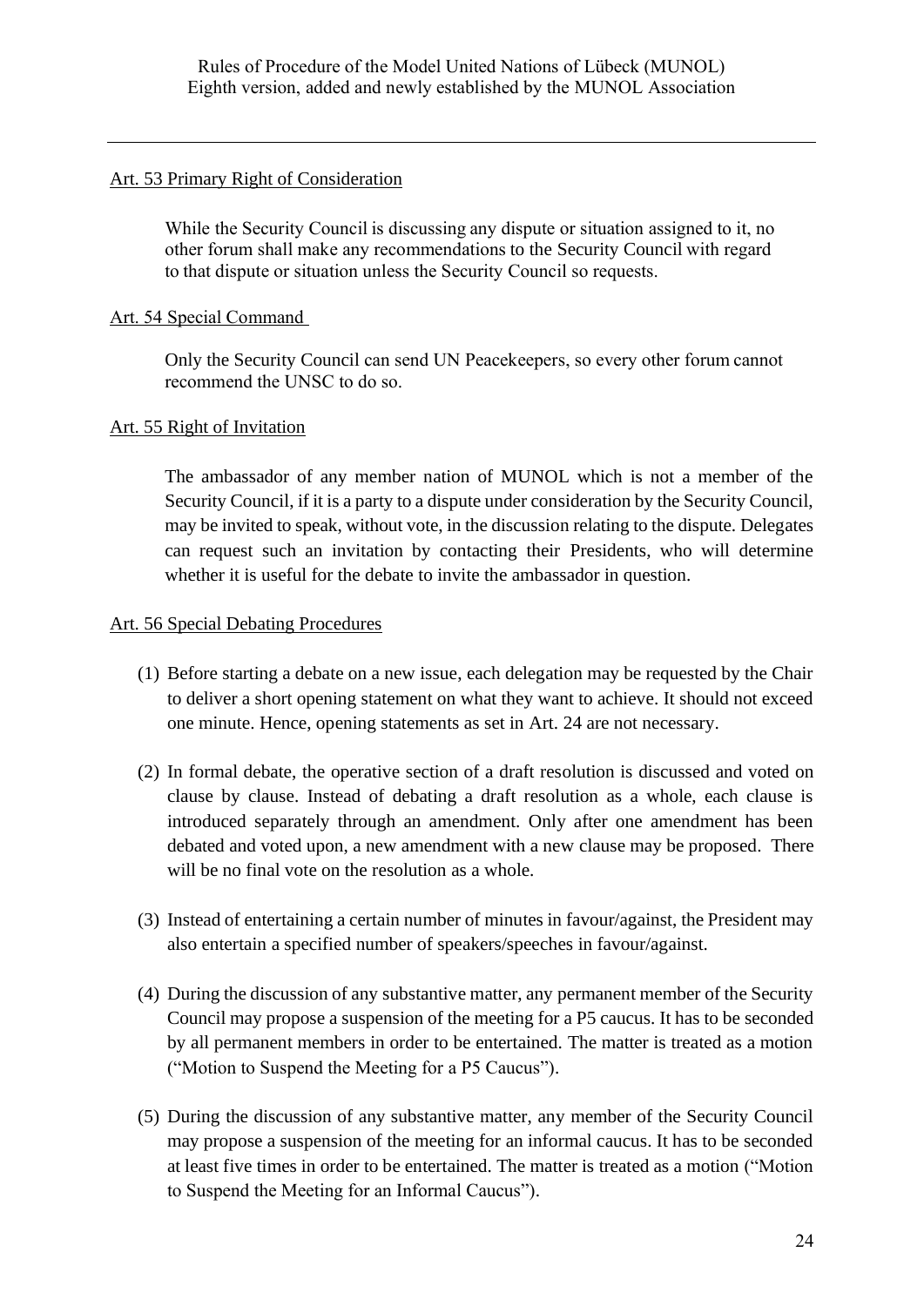### Art. 53 Primary Right of Consideration

While the Security Council is discussing any dispute or situation assigned to it, no other forum shall make any recommendations to the Security Council with regard to that dispute or situation unless the Security Council so requests.

### Art. 54 Special Command

Only the Security Council can send UN Peacekeepers, so every other forum cannot recommend the UNSC to do so.

### Art. 55 Right of Invitation

The ambassador of any member nation of MUNOL which is not a member of the Security Council, if it is a party to a dispute under consideration by the Security Council, may be invited to speak, without vote, in the discussion relating to the dispute. Delegates can request such an invitation by contacting their Presidents, who will determine whether it is useful for the debate to invite the ambassador in question.

### Art. 56 Special Debating Procedures

(1) Before starting a debate on a new issue, each delegation may be requested by the Chair to deliver a short opening statement on what they want to achieve. It should not exceed one minute. Hence, opening statements as set in Art. 24 are not necessary.

(2) In formal debate, the operative section of a draft resolution is discussed and voted on clause by clause. Instead of debating a draft resolution as a whole, each clause is introduced separately through an amendment. Only after one amendment has been debated and voted upon, a new amendment with a new clause may be proposed. There will be no final vote on the resolution as a whole.

(3) Instead of entertaining a certain number of minutes in favour/against, the President may also entertain a specified number of speakers/speeches in favour/against.

(4) During the discussion of any substantive matter, any permanent member of the Security Council may propose a suspension of the meeting for a P5 caucus. It has to be seconded by all permanent members in order to be entertained. The matter is treated as a motion ("Motion to Suspend the Meeting for a P5 Caucus").

(5) During the discussion of any substantive matter, any member of the Security Council may propose a suspension of the meeting for an informal caucus. It has to be seconded at least five times in order to be entertained. The matter is treated as a motion ("Motion to Suspend the Meeting for an Informal Caucus").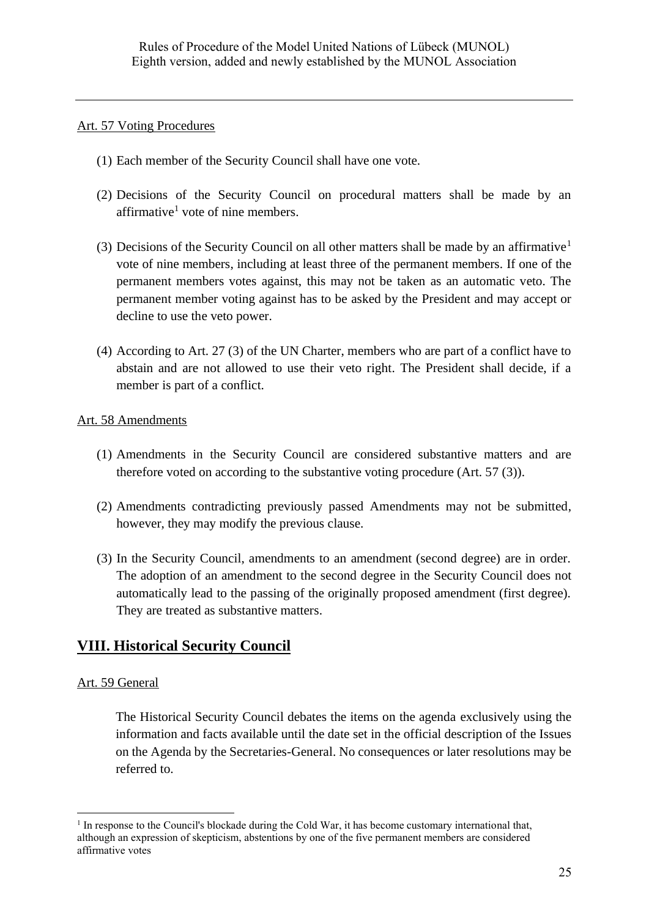Art. 57 Voting Procedures

(1) Each member of the Security Council shall have one vote.

(2) Decisions of the Security Council on procedural matters shall be made by an affirmative[1] vote of nine members.

(3) Decisions of the Security Council on all other matters shall be made by an affirmative[1] vote of nine members, including at least three of the permanent members. If one of the permanent members votes against, this may not be taken as an automatic veto. The permanent member voting against has to be asked by the President and may accept or decline to use the veto power.

(4) According to Art. 27 (3) of the UN Charter, members who are part of a conflict have to abstain and are not allowed to use their veto right. The President shall decide, if a member is part of a conflict.

Art. 58 Amendments

(1) Amendments in the Security Council are considered substantive matters and are therefore voted on according to the substantive voting procedure (Art. 57 (3)).

(2) Amendments contradicting previously passed Amendments may not be submitted, however, they may modify the previous clause.

(3) In the Security Council, amendments to an amendment (second degree) are in order. The adoption of an amendment to the second degree in the Security Council does not automatically lead to the passing of the originally proposed amendment (first degree). They are treated as substantive matters.

## VIII. Historical Security Council

Art. 59 General

The Historical Security Council debates the items on the agenda exclusively using the information and facts available until the date set in the official description of the Issues on the Agenda by the Secretaries-General. No consequences or later resolutions may be referred to.

---

[1] In response to the Council's blockade during the Cold War, it has become customary international that, although an expression of skepticism, abstentions by one of the five permanent members are considered affirmative votes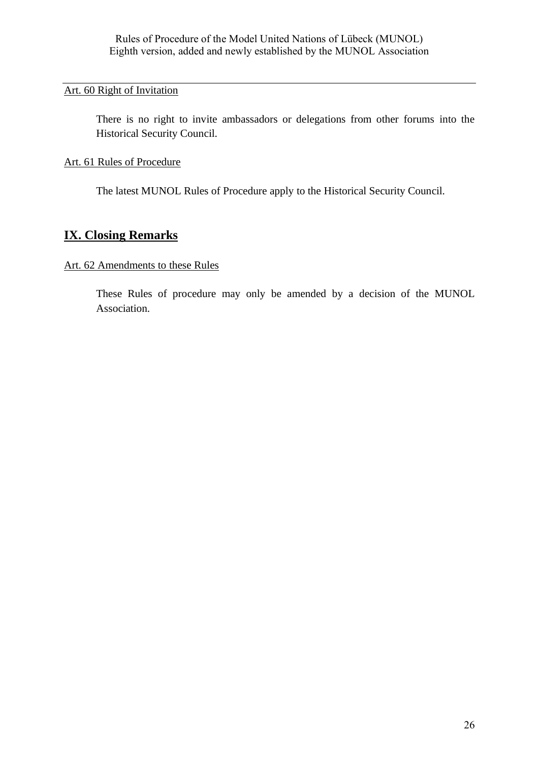Art. 60 Right of Invitation

There is no right to invite ambassadors or delegations from other forums into the Historical Security Council.

Art. 61 Rules of Procedure

The latest MUNOL Rules of Procedure apply to the Historical Security Council.

## IX. Closing Remarks

Art. 62 Amendments to these Rules

These Rules of procedure may only be amended by a decision of the MUNOL Association.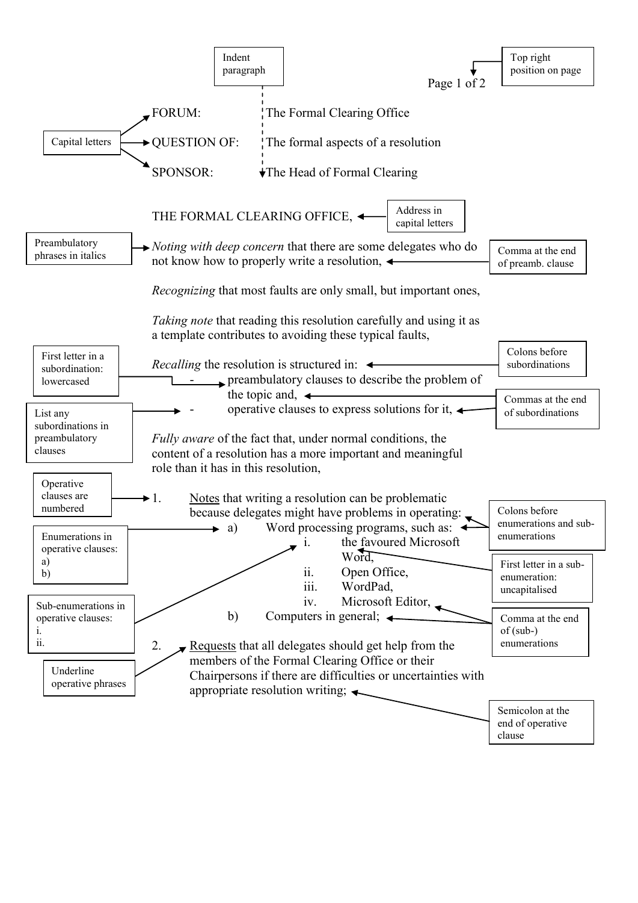Indent paragraph

Top right position on page

Page 1 of 2

Capital letters

FORUM: The Formal Clearing Office

QUESTION OF: The formal aspects of a resolution

SPONSOR: The Head of Formal Clearing

THE FORMAL CLEARING OFFICE,

Address in capital letters

Preambulatory phrases in italics

*Noting with deep concern* that there are some delegates who do not know how to properly write a resolution,

Comma at the end of preamb. clause

*Recognizing* that most faults are only small, but important ones,

*Taking note* that reading this resolution carefully and using it as a template contributes to avoiding these typical faults,

First letter in a subordination: lowercased

Colons before subordinations

*Recalling* the resolution is structured in:

- preambulatory clauses to describe the problem of the topic and,
- operative clauses to express solutions for it,

List any subordinations in preambulatory clauses

Commas at the end of subordinations

*Fully aware* of the fact that, under normal conditions, the content of a resolution has a more important and meaningful role than it has in this resolution,

Operative clauses are numbered

1. <u>Notes</u> that writing a resolution can be problematic because delegates might have problems in operating:
   a) Word processing programs, such as:
      i. the favoured Microsoft Word,
      ii. Open Office,
      iii. WordPad,
      iv. Microsoft Editor,
   b) Computers in general;

Colons before enumerations and sub-enumerations

Enumerations in operative clauses:
a)
b)

First letter in a sub-enumeration: uncapitalised

Sub-enumerations in operative clauses:
i.
ii.

Comma at the end of (sub-) enumerations

2. <u>Requests</u> that all delegates should get help from the members of the Formal Clearing Office or their Chairpersons if there are difficulties or uncertainties with appropriate resolution writing;

Underline operative phrases

Semicolon at the end of operative clause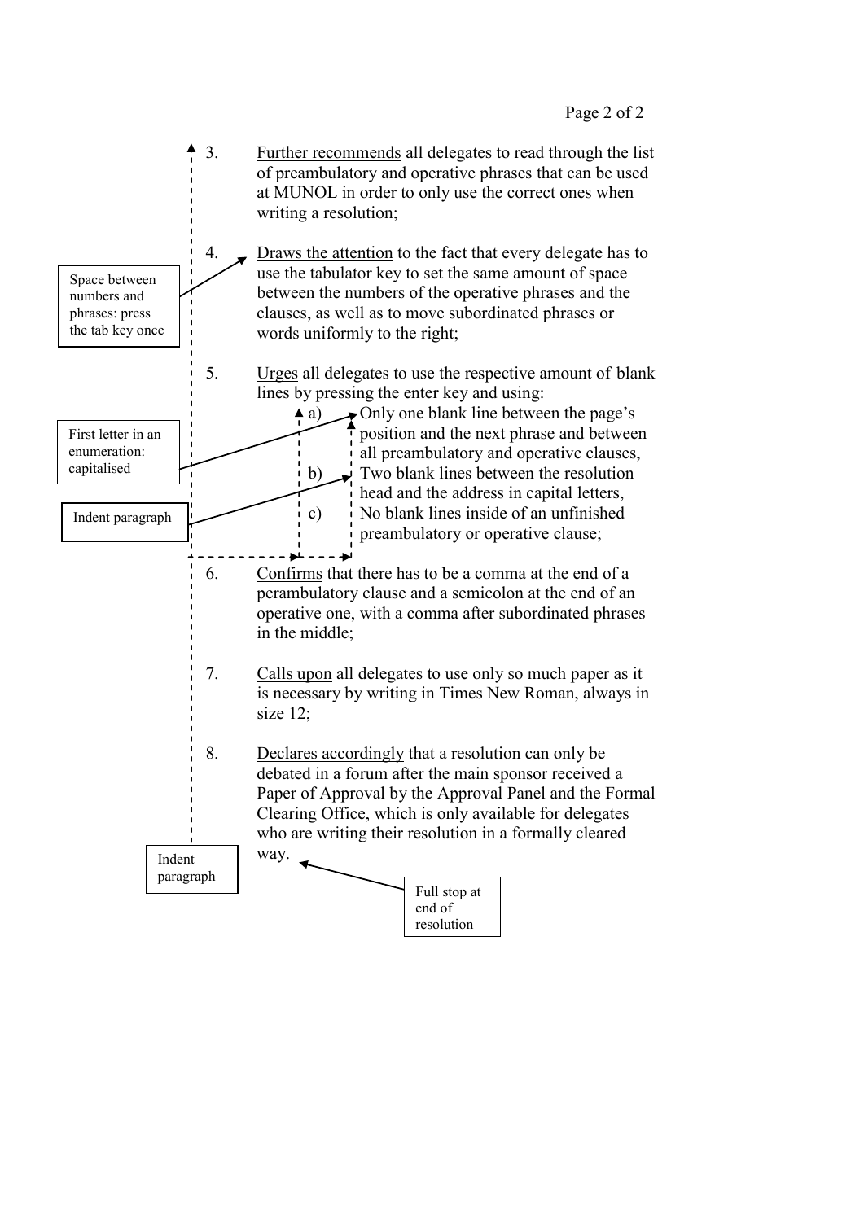3. <u>Further recommends</u> all delegates to read through the list of preambulatory and operative phrases that can be used at MUNOL in order to only use the correct ones when writing a resolution;

4. <u>Draws the attention</u> to the fact that every delegate has to use the tabulator key to set the same amount of space between the numbers of the operative phrases and the clauses, as well as to move subordinated phrases or words uniformly to the right;

5. <u>Urges</u> all delegates to use the respective amount of blank lines by pressing the enter key and using:
    a) Only one blank line between the page's position and the next phrase and between all preambulatory and operative clauses,
    b) Two blank lines between the resolution head and the address in capital letters,
    c) No blank lines inside of an unfinished preambulatory or operative clause;

6. <u>Confirms</u> that there has to be a comma at the end of a perambulatory clause and a semicolon at the end of an operative one, with a comma after subordinated phrases in the middle;

7. <u>Calls upon</u> all delegates to use only so much paper as it is necessary by writing in Times New Roman, always in size 12;

8. <u>Declares accordingly</u> that a resolution can only be debated in a forum after the main sponsor received a Paper of Approval by the Approval Panel and the Formal Clearing Office, which is only available for delegates who are writing their resolution in a formally cleared way.

Space between numbers and phrases: press the tab key once

First letter in an enumeration: capitalised

Indent paragraph

Indent paragraph

Full stop at end of resolution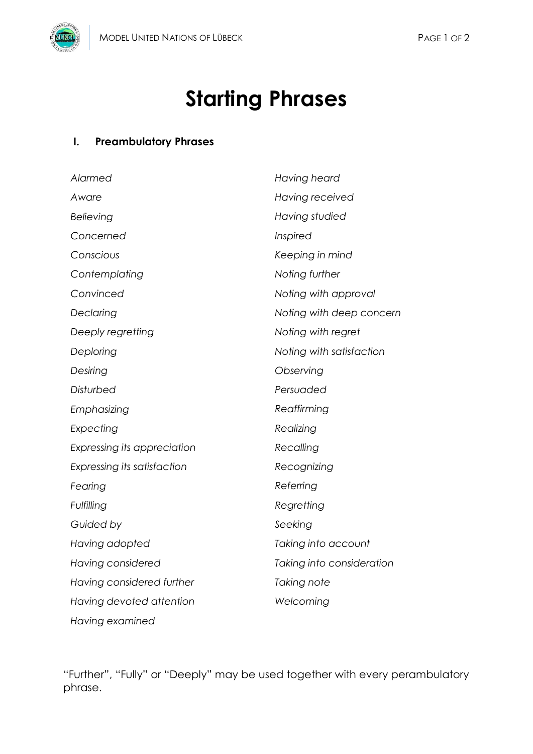# Starting Phrases

## I. Preambulatory Phrases

*Alarmed*
*Aware*
*Believing*
*Concerned*
*Conscious*
*Contemplating*
*Convinced*
*Declaring*
*Deeply regretting*
*Deploring*
*Desiring*
*Disturbed*
*Emphasizing*
*Expecting*
*Expressing its appreciation*
*Expressing its satisfaction*
*Fearing*
*Fulfilling*
*Guided by*
*Having adopted*
*Having considered*
*Having considered further*
*Having devoted attention*
*Having examined*
*Having heard*
*Having received*
*Having studied*
*Inspired*
*Keeping in mind*
*Noting further*
*Noting with approval*
*Noting with deep concern*
*Noting with regret*
*Noting with satisfaction*
*Observing*
*Persuaded*
*Reaffirming*
*Realizing*
*Recalling*
*Recognizing*
*Referring*
*Regretting*
*Seeking*
*Taking into account*
*Taking into consideration*
*Taking note*
*Welcoming*

"Further", "Fully" or "Deeply" may be used together with every perambulatory phrase.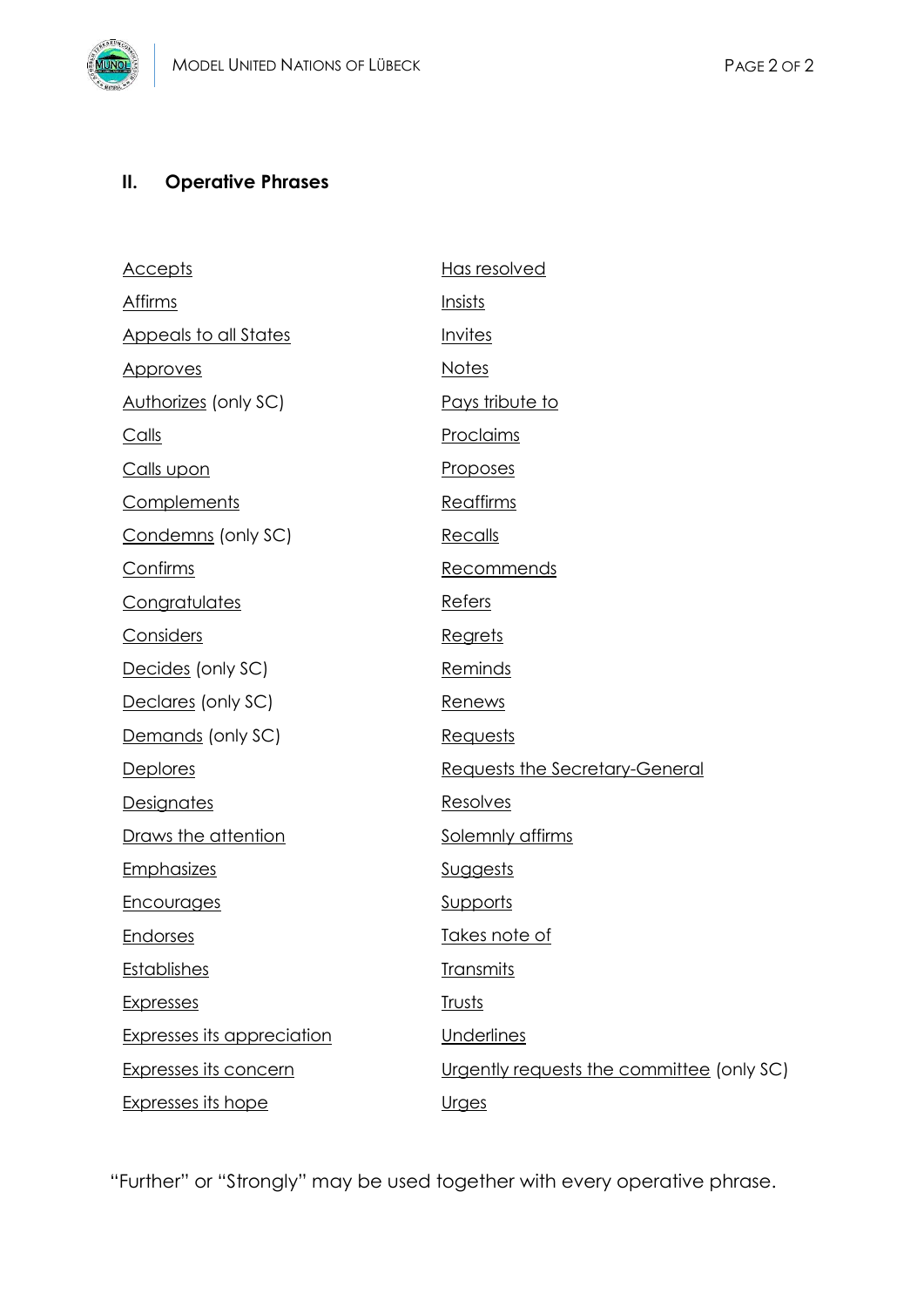## II. Operative Phrases

- Accepts
- Affirms
- Appeals to all States
- Approves
- Authorizes (only SC)
- Calls
- Calls upon
- Complements
- Condemns (only SC)
- Confirms
- Congratulates
- Considers
- Decides (only SC)
- Declares (only SC)
- Demands (only SC)
- Deplores
- Designates
- Draws the attention
- Emphasizes
- Encourages
- Endorses
- Establishes
- Expresses
- Expresses its appreciation
- Expresses its concern
- Expresses its hope
- Has resolved
- Insists
- Invites
- Notes
- Pays tribute to
- Proclaims
- Proposes
- Reaffirms
- Recalls
- Recommends
- Refers
- Regrets
- Reminds
- Renews
- Requests
- Requests the Secretary-General
- Resolves
- Solemnly affirms
- Suggests
- Supports
- Takes note of
- Transmits
- Trusts
- Underlines
- Urgently requests the committee (only SC)
- Urges

"Further" or "Strongly" may be used together with every operative phrase.